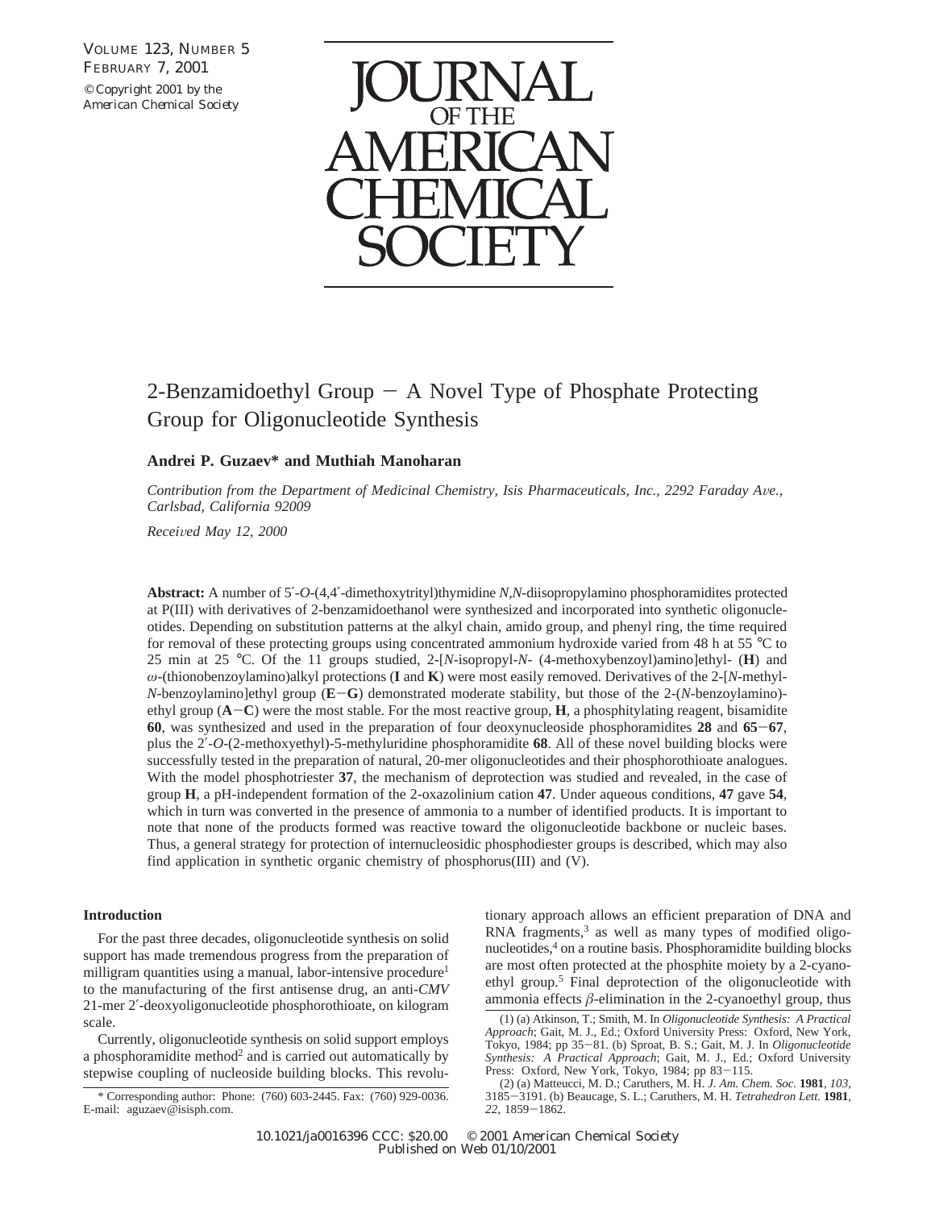# 2-Benzamidoethyl Group − A Novel Type of Phosphate Protecting Group for Oligonucleotide Synthesis

**Andrei P. Guzaev* and Muthiah Manoharan**

*Contribution from the Department of Medicinal Chemistry, Isis Pharmaceuticals, Inc., 2292 Faraday Ave., Carlsbad, California 92009*

*Received May 12, 2000*

**Abstract:** A number of 5′-*O*-(4,4′-dimethoxytrityl)thymidine *N*,*N*-diisopropylamino phosphoramidites protected at P(III) with derivatives of 2-benzamidoethanol were synthesized and incorporated into synthetic oligonucleotides. Depending on substitution patterns at the alkyl chain, amido group, and phenyl ring, the time required for removal of these protecting groups using concentrated ammonium hydroxide varied from 48 h at 55 °C to 25 min at 25 °C. Of the 11 groups studied, 2-[*N*-isopropyl-*N*- (4-methoxybenzoyl)amino]ethyl- (**H**) and *ω*-(thionobenzoylamino)alkyl protections (**I** and **K**) were most easily removed. Derivatives of the 2-[*N*-methyl-*N*-benzoylamino]ethyl group (**E**−**G**) demonstrated moderate stability, but those of the 2-(*N*-benzoylamino)-ethyl group (**A**−**C**) were the most stable. For the most reactive group, **H**, a phosphitylating reagent, bisamidite **60**, was synthesized and used in the preparation of four deoxynucleoside phosphoramidites **28** and **65**−**67**, plus the 2′-*O*-(2-methoxyethyl)-5-methyluridine phosphoramidite **68**. All of these novel building blocks were successfully tested in the preparation of natural, 20-mer oligonucleotides and their phosphorothioate analogues. With the model phosphotriester **37**, the mechanism of deprotection was studied and revealed, in the case of group **H**, a pH-independent formation of the 2-oxazolinium cation **47**. Under aqueous conditions, **47** gave **54**, which in turn was converted in the presence of ammonia to a number of identified products. It is important to note that none of the products formed was reactive toward the oligonucleotide backbone or nucleic bases. Thus, a general strategy for protection of internucleosidic phosphodiester groups is described, which may also find application in synthetic organic chemistry of phosphorus(III) and (V).

## Introduction

For the past three decades, oligonucleotide synthesis on solid support has made tremendous progress from the preparation of milligram quantities using a manual, labor-intensive procedure[1] to the manufacturing of the first antisense drug, an anti-*CMV* 21-mer 2′-deoxyoligonucleotide phosphorothioate, on kilogram scale.

Currently, oligonucleotide synthesis on solid support employs a phosphoramidite method[2] and is carried out automatically by stepwise coupling of nucleoside building blocks. This revolutionary approach allows an efficient preparation of DNA and RNA fragments,[3] as well as many types of modified oligonucleotides,[4] on a routine basis. Phosphoramidite building blocks are most often protected at the phosphite moiety by a 2-cyanoethyl group.[5] Final deprotection of the oligonucleotide with ammonia effects *β*-elimination in the 2-cyanoethyl group, thus

\* Corresponding author: Phone: (760) 603-2445. Fax: (760) 929-0036. E-mail: aguzaev@isisph.com.

(1) (a) Atkinson, T.; Smith, M. In *Oligonucleotide Synthesis: A Practical Approach*; Gait, M. J., Ed.; Oxford University Press: Oxford, New York, Tokyo, 1984; pp 35−81. (b) Sproat, B. S.; Gait, M. J. In *Oligonucleotide Synthesis: A Practical Approach*; Gait, M. J., Ed.; Oxford University Press: Oxford, New York, Tokyo, 1984; pp 83−115.

(2) (a) Matteucci, M. D.; Caruthers, M. H. *J. Am. Chem. Soc.* **1981**, *103*, 3185−3191. (b) Beaucage, S. L.; Caruthers, M. H. *Tetrahedron Lett.* **1981**, *22*, 1859−1862.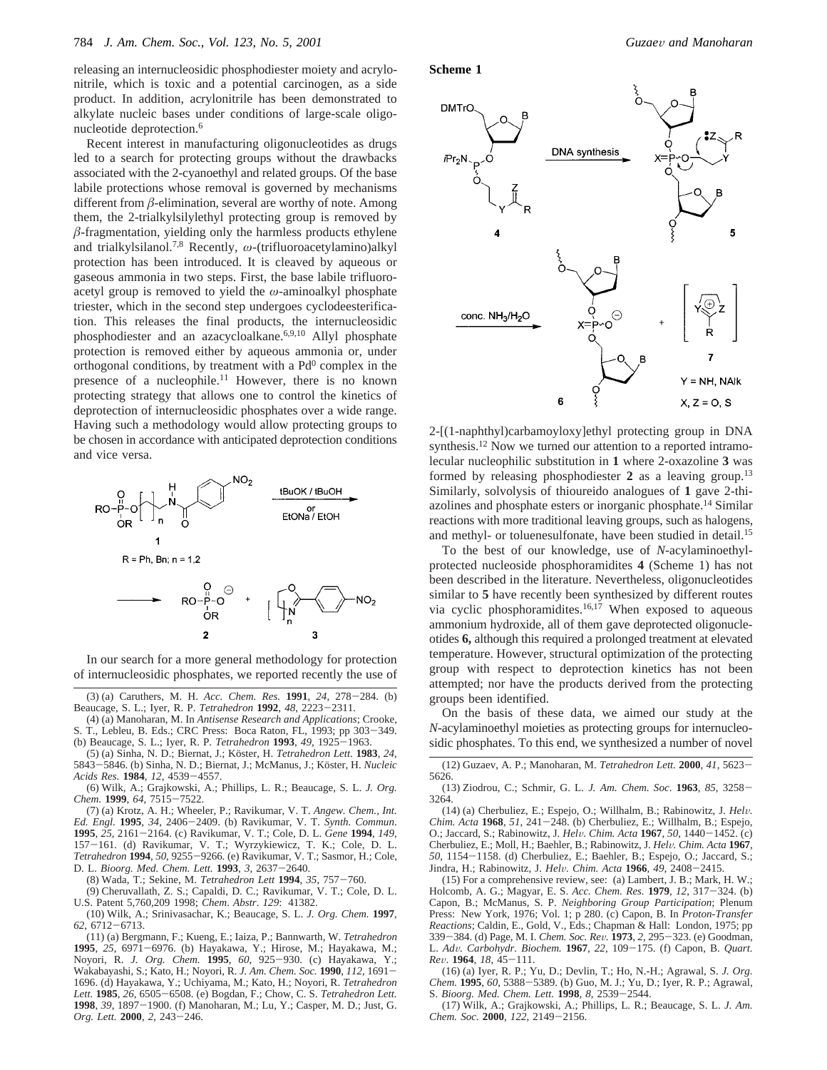releasing an internucleosidic phosphodiester moiety and acrylonitrile, which is toxic and a potential carcinogen, as a side product. In addition, acrylonitrile has been demonstrated to alkylate nucleic bases under conditions of large-scale oligonucleotide deprotection.[6]

Recent interest in manufacturing oligonucleotides as drugs led to a search for protecting groups without the drawbacks associated with the 2-cyanoethyl and related groups. Of the base labile protections whose removal is governed by mechanisms different from β-elimination, several are worthy of note. Among them, the 2-trialkylsilylethyl protecting group is removed by β-fragmentation, yielding only the harmless products ethylene and trialkylsilanol.[7,8] Recently, ω-(trifluoroacetylamino)alkyl protection has been introduced. It is cleaved by aqueous or gaseous ammonia in two steps. First, the base labile trifluoroacetyl group is removed to yield the ω-aminoalkyl phosphate triester, which in the second step undergoes cyclodeesterification. This releases the final products, the internucleosidic phosphodiester and an azacycloalkane.[6,9,10] Allyl phosphate protection is removed either by aqueous ammonia or, under orthogonal conditions, by treatment with a $Pd^0$ complex in the presence of a nucleophile.[11] However, there is no known protecting strategy that allows one to control the kinetics of deprotection of internucleosidic phosphates over a wide range. Having such a methodology would allow protecting groups to be chosen in accordance with anticipated deprotection conditions and vice versa.

1 → 2 + 3 (tBuOK / tBuOH or EtONa / EtOH)

R = Ph, Bn; n = 1,2

In our search for a more general methodology for protection of internucleosidic phosphates, we reported recently the use of 2-[(1-naphthyl)carbamoyloxy]ethyl protecting group in DNA synthesis.[12] Now we turned our attention to a reported intramolecular nucleophilic substitution in **1** where 2-oxazoline **3** was formed by releasing phosphodiester **2** as a leaving group.[13] Similarly, solvolysis of thioureido analogues of **1** gave 2-thiazolines and phosphate esters or inorganic phosphate.[14] Similar reactions with more traditional leaving groups, such as halogens, and methyl- or toluenesulfonate, have been studied in detail.[15]

**Scheme 1**

4 → (DNA synthesis) → 5 → (conc. $NH_3/H_2O$) → 6 + 7

Y = NH, NAlk

X, Z = O, S

To the best of our knowledge, use of *N*-acylaminoethyl-protected nucleoside phosphoramidites **4** (Scheme 1) has not been described in the literature. Nevertheless, oligonucleotides similar to **5** have recently been synthesized by different routes via cyclic phosphoramidites.[16,17] When exposed to aqueous ammonium hydroxide, all of them gave deprotected oligonucleotides **6,** although this required a prolonged treatment at elevated temperature. However, structural optimization of the protecting group with respect to deprotection kinetics has not been attempted; nor have the products derived from the protecting groups been identified.

On the basis of these data, we aimed our study at the *N*-acylaminoethyl moieties as protecting groups for internucleosidic phosphates. To this end, we synthesized a number of novel

(3) (a) Caruthers, M. H. *Acc. Chem. Res.* **1991**, *24*, 278–284. (b) Beaucage, S. L.; Iyer, R. P. *Tetrahedron* **1992**, *48*, 2223–2311.

(4) (a) Manoharan, M. In *Antisense Research and Applications*; Crooke, S. T., Lebleu, B. Eds.; CRC Press: Boca Raton, FL, 1993; pp 303–349. (b) Beaucage, S. L.; Iyer, R. P. *Tetrahedron* **1993**, *49*, 1925–1963.

(5) (a) Sinha, N. D.; Biernat, J.; Köster, H. *Tetrahedron Lett.* **1983**, *24*, 5843–5846. (b) Sinha, N. D.; Biernat, J.; McManus, J.; Köster, H. *Nucleic Acids Res.* **1984**, *12*, 4539–4557.

(6) Wilk, A.; Grajkowski, A.; Phillips, L. R.; Beaucage, S. L. *J. Org. Chem.* **1999**, *64*, 7515–7522.

(7) (a) Krotz, A. H.; Wheeler, P.; Ravikumar, V. T. *Angew. Chem., Int. Ed. Engl.* **1995**, *34*, 2406–2409. (b) Ravikumar, V. T. *Synth. Commun*. **1995**, *25*, 2161–2164. (c) Ravikumar, V. T.; Cole, D. L. *Gene* **1994**, *149*, 157–161. (d) Ravikumar, V. T.; Wyrzykiewicz, T. K.; Cole, D. L. *Tetrahedron* **1994**, *50*, 9255–9266. (e) Ravikumar, V. T.; Sasmor, H.; Cole, D. L. *Bioorg. Med. Chem. Lett.* **1993**, *3*, 2637–2640.

(8) Wada, T.; Sekine, M. *Tetrahedron Lett* **1994**, *35*, 757–760.

(9) Cheruvallath, Z. S.; Capaldi, D. C.; Ravikumar, V. T.; Cole, D. L. U.S. Patent 5,760,209 1998; *Chem. Abstr*. *129*: 41382.

(10) Wilk, A.; Srinivasachar, K.; Beaucage, S. L. *J. Org. Chem.* **1997**, *62*, 6712–6713.

(11) (a) Bergmann, F.; Kueng, E.; Iaiza, P.; Bannwarth, W. *Tetrahedron* **1995**, *25*, 6971–6976. (b) Hayakawa, Y.; Hirose, M.; Hayakawa, M.; Noyori, R. *J. Org. Chem.* **1995**, *60*, 925–930. (c) Hayakawa, Y.; Wakabayashi, S.; Kato, H.; Noyori, R. *J. Am. Chem. Soc.* **1990**, *112*, 1691–1696. (d) Hayakawa, Y.; Uchiyama, M.; Kato, H.; Noyori, R. *Tetrahedron Lett.* **1985**, *26*, 6505–6508. (e) Bogdan, F.; Chow, C. S. *Tetrahedron Lett.* **1998**, *39*, 1897–1900. (f) Manoharan, M.; Lu, Y.; Casper, M. D.; Just, G. *Org. Lett.* **2000**, *2*, 243–246.

(12) Guzaev, A. P.; Manoharan, M. *Tetrahedron Lett.* **2000**, *41*, 5623–5626.

(13) Ziodrou, C.; Schmir, G. L. *J. Am. Chem. Soc*. **1963**, *85*, 3258–3264.

(14) (a) Cherbuliez, E.; Espejo, O.; Willhalm, B.; Rabinowitz, J. *Helv. Chim. Acta* **1968**, *51*, 241–248. (b) Cherbuliez, E.; Willhalm, B.; Espejo, O.; Jaccard, S.; Rabinowitz, J. *Helv. Chim. Acta* **1967**, *50*, 1440–1452. (c) Cherbuliez, E.; Moll, H.; Baehler, B.; Rabinowitz, J. *Helv. Chim. Acta* **1967**, *50*, 1154–1158. (d) Cherbuliez, E.; Baehler, B.; Espejo, O.; Jaccard, S.; Jindra, H.; Rabinowitz, J. *Helv. Chim. Acta* **1966**, *49*, 2408–2415.

(15) For a comprehensive review, see: (a) Lambert, J. B.; Mark, H. W.; Holcomb, A. G.; Magyar, E. S. *Acc. Chem. Res.* **1979**, *12*, 317–324. (b) Capon, B.; McManus, S. P. *Neighboring Group Participation*; Plenum Press: New York, 1976; Vol. 1; p 280. (c) Capon, B. In *Proton-Transfer Reactions*; Caldin, E., Gold, V., Eds.; Chapman & Hall: London, 1975; pp 339–384. (d) Page, M. I. *Chem. Soc. Rev.* **1973**, *2*, 295–323. (e) Goodman, L. *Adv. Carbohydr. Biochem.* **1967**, *22*, 109–175. (f) Capon, B. *Quart. Rev*. **1964**, *18*, 45–111.

(16) (a) Iyer, R. P.; Yu, D.; Devlin, T.; Ho, N.-H.; Agrawal, S. *J. Org. Chem.* **1995**, *60*, 5388–5389. (b) Guo, M. J.; Yu, D.; Iyer, R. P.; Agrawal, S. *Bioorg. Med. Chem. Lett.* **1998**, *8*, 2539–2544.

(17) Wilk, A.; Grajkowski, A.; Phillips, L. R.; Beaucage, S. L. *J. Am. Chem. Soc.* **2000**, *122*, 2149–2156.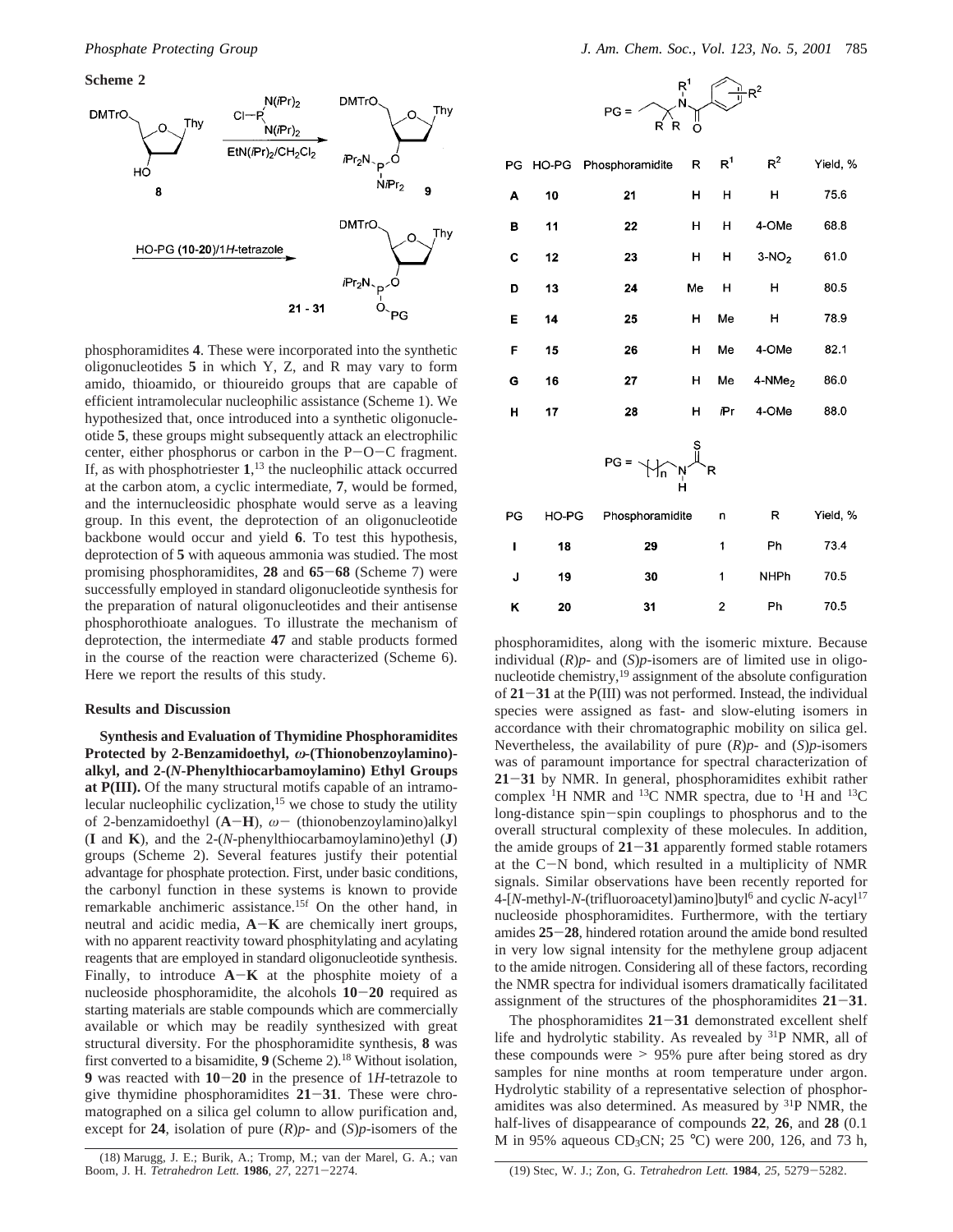**Scheme 2**

phosphoramidites **4**. These were incorporated into the synthetic oligonucleotides **5** in which Y, Z, and R may vary to form amido, thioamido, or thioureido groups that are capable of efficient intramolecular nucleophilic assistance (Scheme 1). We hypothesized that, once introduced into a synthetic oligonucleotide **5**, these groups might subsequently attack an electrophilic center, either phosphorus or carbon in the P−O−C fragment. If, as with phosphotriester **1**,[13] the nucleophilic attack occurred at the carbon atom, a cyclic intermediate, **7**, would be formed, and the internucleosidic phosphate would serve as a leaving group. In this event, the deprotection of an oligonucleotide backbone would occur and yield **6**. To test this hypothesis, deprotection of **5** with aqueous ammonia was studied. The most promising phosphoramidites, **28** and **65**−**68** (Scheme 7) were successfully employed in standard oligonucleotide synthesis for the preparation of natural oligonucleotides and their antisense phosphorothioate analogues. To illustrate the mechanism of deprotection, the intermediate **47** and stable products formed in the course of the reaction were characterized (Scheme 6). Here we report the results of this study.

## Results and Discussion

**Synthesis and Evaluation of Thymidine Phosphoramidites Protected by 2-Benzamidoethyl, ω-(Thionobenzoylamino)-alkyl, and 2-(*N*-Phenylthiocarbamoylamino) Ethyl Groups at P(III).** Of the many structural motifs capable of an intramolecular nucleophilic cyclization,[15] we chose to study the utility of 2-benzamidoethyl (**A**−**H**), ω− (thionobenzoylamino)alkyl (**I** and **K**), and the 2-(*N*-phenylthiocarbamoylamino)ethyl (**J**) groups (Scheme 2). Several features justify their potential advantage for phosphate protection. First, under basic conditions, the carbonyl function in these systems is known to provide remarkable anchimeric assistance.[15f] On the other hand, in neutral and acidic media, **A**−**K** are chemically inert groups, with no apparent reactivity toward phosphitylating and acylating reagents that are employed in standard oligonucleotide synthesis. Finally, to introduce **A**−**K** at the phosphite moiety of a nucleoside phosphoramidite, the alcohols **10**−**20** required as starting materials are stable compounds which are commercially available or which may be readily synthesized with great structural diversity. For the phosphoramidite synthesis, **8** was first converted to a bisamidite, **9** (Scheme 2).[18] Without isolation, **9** was reacted with **10**−**20** in the presence of 1*H*-tetrazole to give thymidine phosphoramidites **21**−**31**. These were chromatographed on a silica gel column to allow purification and, except for **24**, isolation of pure (*R*)*p*- and (*S*)*p*-isomers of the

| PG | HO-PG | Phosphoramidite | R | $R^1$ | $R^2$ | Yield, % |
|---|---|---|---|---|---|---|
| A | 10 | 21 | H | H | H | 75.6 |
| B | 11 | 22 | H | H | 4-OMe | 68.8 |
| C | 12 | 23 | H | H | 3-$NO_2$ | 61.0 |
| D | 13 | 24 | Me | H | H | 80.5 |
| E | 14 | 25 | H | Me | H | 78.9 |
| F | 15 | 26 | H | Me | 4-OMe | 82.1 |
| G | 16 | 27 | H | Me | 4-$NMe_2$ | 86.0 |
| H | 17 | 28 | H | *i*Pr | 4-OMe | 88.0 |

| PG | HO-PG | Phosphoramidite | n | R | Yield, % |
|---|---|---|---|---|---|
| I | 18 | 29 | 1 | Ph | 73.4 |
| J | 19 | 30 | 1 | NHPh | 70.5 |
| K | 20 | 31 | 2 | Ph | 70.5 |

phosphoramidites, along with the isomeric mixture. Because individual (*R*)*p*- and (*S*)*p*-isomers are of limited use in oligonucleotide chemistry,[19] assignment of the absolute configuration of **21**−**31** at the P(III) was not performed. Instead, the individual species were assigned as fast- and slow-eluting isomers in accordance with their chromatographic mobility on silica gel. Nevertheless, the availability of pure (*R*)*p*- and (*S*)*p*-isomers was of paramount importance for spectral characterization of **21**−**31** by NMR. In general, phosphoramidites exhibit rather complex $^1$H NMR and $^{13}$C NMR spectra, due to $^1$H and $^{13}$C long-distance spin−spin couplings to phosphorus and to the overall structural complexity of these molecules. In addition, the amide groups of **21**−**31** apparently formed stable rotamers at the C−N bond, which resulted in a multiplicity of NMR signals. Similar observations have been recently reported for 4-[*N*-methyl-*N*-(trifluoroacetyl)amino]butyl[6] and cyclic *N*-acyl[17] nucleoside phosphoramidites. Furthermore, with the tertiary amides **25**−**28**, hindered rotation around the amide bond resulted in very low signal intensity for the methylene group adjacent to the amide nitrogen. Considering all of these factors, recording the NMR spectra for individual isomers dramatically facilitated assignment of the structures of the phosphoramidites **21**−**31**.

The phosphoramidites **21**−**31** demonstrated excellent shelf life and hydrolytic stability. As revealed by $^{31}$P NMR, all of these compounds were > 95% pure after being stored as dry samples for nine months at room temperature under argon. Hydrolytic stability of a representative selection of phosphoramidites was also determined. As measured by $^{31}$P NMR, the half-lives of disappearance of compounds **22**, **26**, and **28** (0.1 M in 95% aqueous $CD_3CN$; 25 °C) were 200, 126, and 73 h,

(18) Marugg, J. E.; Burik, A.; Tromp, M.; van der Marel, G. A.; van Boom, J. H. *Tetrahedron Lett.* **1986**, *27*, 2271−2274.

(19) Stec, W. J.; Zon, G. *Tetrahedron Lett.* **1984**, *25*, 5279−5282.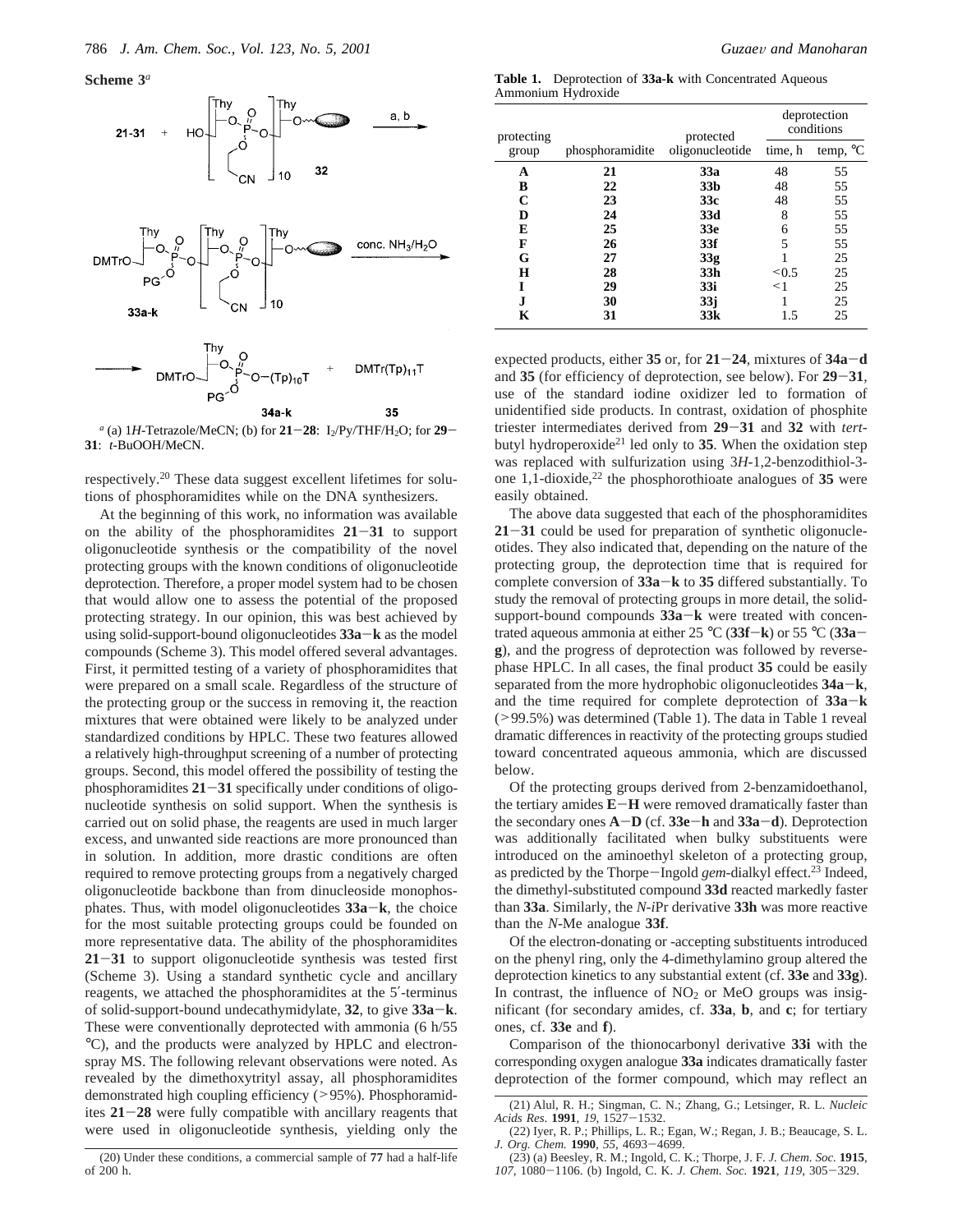**Scheme 3**[a]

[a] (a) 1*H*-Tetrazole/MeCN; (b) for **21**−**28**: $I_2$/Py/THF/$H_2O$; for **29**−**31**: *t*-BuOOH/MeCN.

respectively.[20] These data suggest excellent lifetimes for solutions of phosphoramidites while on the DNA synthesizers.

At the beginning of this work, no information was available on the ability of the phosphoramidites **21**−**31** to support oligonucleotide synthesis or the compatibility of the novel protecting groups with the known conditions of oligonucleotide deprotection. Therefore, a proper model system had to be chosen that would allow one to assess the potential of the proposed protecting strategy. In our opinion, this was best achieved by using solid-support-bound oligonucleotides **33a**−**k** as the model compounds (Scheme 3). This model offered several advantages. First, it permitted testing of a variety of phosphoramidites that were prepared on a small scale. Regardless of the structure of the protecting group or the success in removing it, the reaction mixtures that were obtained were likely to be analyzed under standardized conditions by HPLC. These two features allowed a relatively high-throughput screening of a number of protecting groups. Second, this model offered the possibility of testing the phosphoramidites **21**−**31** specifically under conditions of oligonucleotide synthesis on solid support. When the synthesis is carried out on solid phase, the reagents are used in much larger excess, and unwanted side reactions are more pronounced than in solution. In addition, more drastic conditions are often required to remove protecting groups from a negatively charged oligonucleotide backbone than from dinucleoside monophosphates. Thus, with model oligonucleotides **33a**−**k**, the choice for the most suitable protecting groups could be founded on more representative data. The ability of the phosphoramidites **21**−**31** to support oligonucleotide synthesis was tested first (Scheme 3). Using a standard synthetic cycle and ancillary reagents, we attached the phosphoramidites at the 5′-terminus of solid-support-bound undecathymidylate, **32**, to give **33a**−**k**. These were conventionally deprotected with ammonia (6 h/55 °C), and the products were analyzed by HPLC and electrospray MS. The following relevant observations were noted. As revealed by the dimethoxytrityl assay, all phosphoramidites demonstrated high coupling efficiency (>95%). Phosphoramidites **21**−**28** were fully compatible with ancillary reagents that were used in oligonucleotide synthesis, yielding only the

**Table 1.** Deprotection of **33a-k** with Concentrated Aqueous Ammonium Hydroxide

| protecting group | phosphoramidite | protected oligonucleotide | deprotection conditions | |
|---|---|---|---|---|
| | | | time, h | temp, °C |
| **A** | **21** | **33a** | 48 | 55 |
| **B** | **22** | **33b** | 48 | 55 |
| **C** | **23** | **33c** | 48 | 55 |
| **D** | **24** | **33d** | 8 | 55 |
| **E** | **25** | **33e** | 6 | 55 |
| **F** | **26** | **33f** | 5 | 55 |
| **G** | **27** | **33g** | 1 | 25 |
| **H** | **28** | **33h** | <0.5 | 25 |
| **I** | **29** | **33i** | <1 | 25 |
| **J** | **30** | **33j** | 1 | 25 |
| **K** | **31** | **33k** | 1.5 | 25 |

expected products, either **35** or, for **21**−**24**, mixtures of **34a**−**d** and **35** (for efficiency of deprotection, see below). For **29**−**31**, use of the standard iodine oxidizer led to formation of unidentified side products. In contrast, oxidation of phosphite triester intermediates derived from **29**−**31** and **32** with *tert*-butyl hydroperoxide[21] led only to **35**. When the oxidation step was replaced with sulfurization using 3*H*-1,2-benzodithiol-3-one 1,1-dioxide,[22] the phosphorothioate analogues of **35** were easily obtained.

The above data suggested that each of the phosphoramidites **21**−**31** could be used for preparation of synthetic oligonucleotides. They also indicated that, depending on the nature of the protecting group, the deprotection time that is required for complete conversion of **33a**−**k** to **35** differed substantially. To study the removal of protecting groups in more detail, the solid-support-bound compounds **33a**−**k** were treated with concentrated aqueous ammonia at either 25 °C (**33f**−**k**) or 55 °C (**33a**−**g**), and the progress of deprotection was followed by reverse-phase HPLC. In all cases, the final product **35** could be easily separated from the more hydrophobic oligonucleotides **34a**−**k**, and the time required for complete deprotection of **33a**−**k** (>99.5%) was determined (Table 1). The data in Table 1 reveal dramatic differences in reactivity of the protecting groups studied toward concentrated aqueous ammonia, which are discussed below.

Of the protecting groups derived from 2-benzamidoethanol, the tertiary amides **E**−**H** were removed dramatically faster than the secondary ones **A**−**D** (cf. **33e**−**h** and **33a**−**d**). Deprotection was additionally facilitated when bulky substituents were introduced on the aminoethyl skeleton of a protecting group, as predicted by the Thorpe−Ingold *gem*-dialkyl effect.[23] Indeed, the dimethyl-substituted compound **33d** reacted markedly faster than **33a**. Similarly, the *N*-*i*Pr derivative **33h** was more reactive than the *N*-Me analogue **33f**.

Of the electron-donating or -accepting substituents introduced on the phenyl ring, only the 4-dimethylamino group altered the deprotection kinetics to any substantial extent (cf. **33e** and **33g**). In contrast, the influence of $NO_2$ or MeO groups was insignificant (for secondary amides, cf. **33a**, **b**, and **c**; for tertiary ones, cf. **33e** and **f**).

Comparison of the thionocarbonyl derivative **33i** with the corresponding oxygen analogue **33a** indicates dramatically faster deprotection of the former compound, which may reflect an

(20) Under these conditions, a commercial sample of **77** had a half-life of 200 h.

(21) Alul, R. H.; Singman, C. N.; Zhang, G.; Letsinger, R. L. *Nucleic Acids Res.* **1991**, *19*, 1527−1532.

(22) Iyer, R. P.; Phillips, L. R.; Egan, W.; Regan, J. B.; Beaucage, S. L. *J. Org. Chem.* **1990**, *55*, 4693−4699.

(23) (a) Beesley, R. M.; Ingold, C. K.; Thorpe, J. F. *J. Chem. Soc.* **1915**, *107*, 1080−1106. (b) Ingold, C. K. *J. Chem. Soc.* **1921**, *119*, 305−329.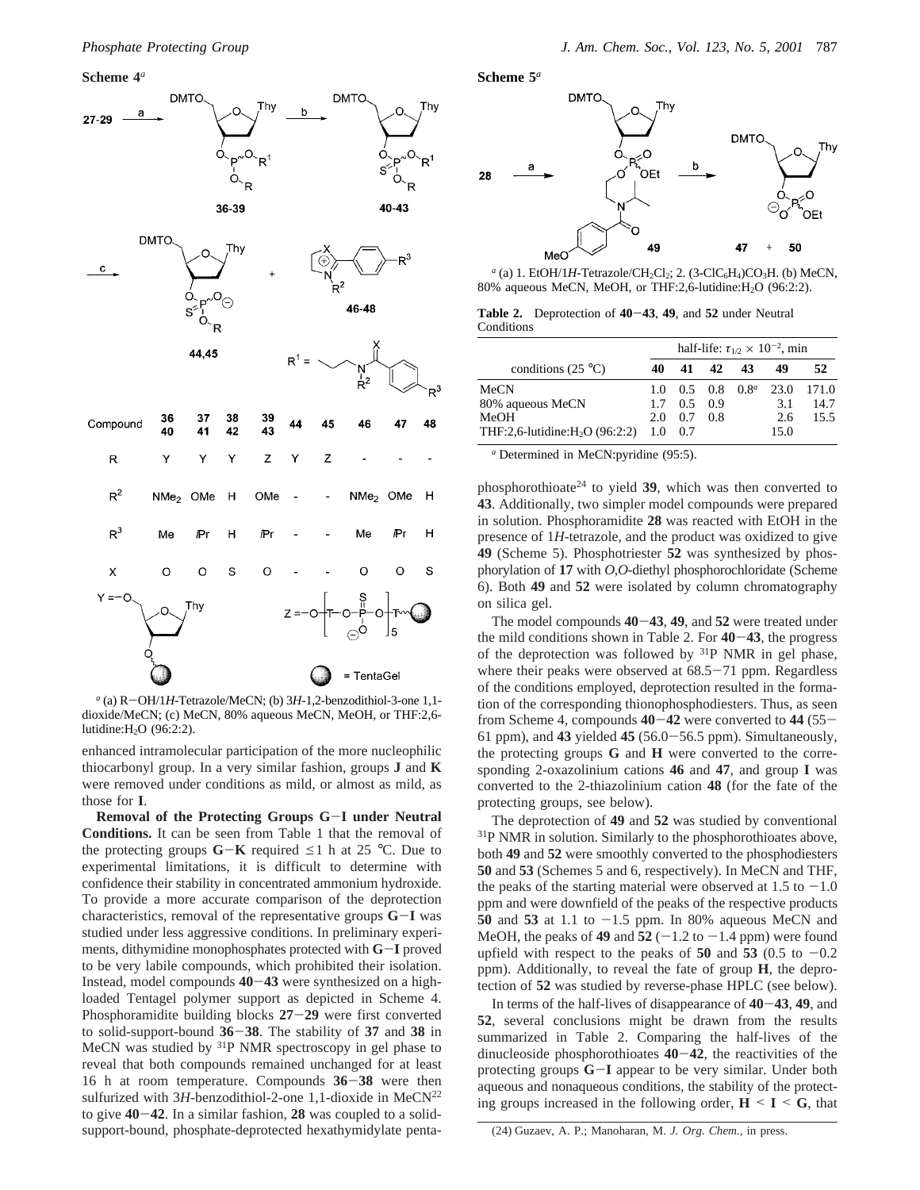**Scheme 4**[a]

| Compound | 36 40 | 37 41 | 38 42 | 39 43 | 44 | 45 | 46 | 47 | 48 |
|---|---|---|---|---|---|---|---|---|---|
| R | Y | Y | Y | Z | Y | Z | - | - | - |
| $R^2$ | $NMe_2$ | OMe | H | OMe | - | - | $NMe_2$ | OMe | H |
| $R^3$ | Me | *i*Pr | H | *i*Pr | - | - | Me | *i*Pr | H |
| X | O | O | S | O | - | - | O | O | S |

[a] (a) R−OH/1*H*-Tetrazole/MeCN; (b) 3*H*-1,2-benzodithiol-3-one 1,1-dioxide/MeCN; (c) MeCN, 80% aqueous MeCN, MeOH, or THF:2,6-lutidine:$H_2O$ (96:2:2).

enhanced intramolecular participation of the more nucleophilic thiocarbonyl group. In a very similar fashion, groups **J** and **K** were removed under conditions as mild, or almost as mild, as those for **I**.

**Removal of the Protecting Groups G−I under Neutral Conditions.** It can be seen from Table 1 that the removal of the protecting groups **G**−**K** required ≤1 h at 25 °C. Due to experimental limitations, it is difficult to determine with confidence their stability in concentrated ammonium hydroxide. To provide a more accurate comparison of the deprotection characteristics, removal of the representative groups **G**−**I** was studied under less aggressive conditions. In preliminary experiments, dithymidine monophosphates protected with **G**−**I** proved to be very labile compounds, which prohibited their isolation. Instead, model compounds **40**−**43** were synthesized on a high-loaded Tentagel polymer support as depicted in Scheme 4. Phosphoramidite building blocks **27**−**29** were first converted to solid-support-bound **36**−**38**. The stability of **37** and **38** in MeCN was studied by $^{31}$P NMR spectroscopy in gel phase to reveal that both compounds remained unchanged for at least 16 h at room temperature. Compounds **36**−**38** were then sulfurized with 3*H*-benzodithiol-2-one 1,1-dioxide in MeCN[22] to give **40**−**42**. In a similar fashion, **28** was coupled to a solid-support-bound, phosphate-deprotected hexathymidylate pentaphosphorothioate[24] to yield **39**, which was then converted to **43**. Additionally, two simpler model compounds were prepared in solution. Phosphoramidite **28** was reacted with EtOH in the presence of 1*H*-tetrazole, and the product was oxidized to give **49** (Scheme 5). Phosphotriester **52** was synthesized by phosphorylation of **17** with *O*,*O*-diethyl phosphorochloridate (Scheme 6). Both **49** and **52** were isolated by column chromatography on silica gel.

**Scheme 5**[a]

[a] (a) 1. EtOH/1*H*-Tetrazole/$CH_2Cl_2$; 2. $(3\text{-}ClC_6H_4)CO_3H$. (b) MeCN, 80% aqueous MeCN, MeOH, or THF:2,6-lutidine:$H_2O$ (96:2:2).

**Table 2.** Deprotection of **40**−**43**, **49**, and **52** under Neutral Conditions

| conditions (25 °C) | half-life: $\tau_{1/2} \times 10^{-2}$, min | | | | | |
|---|---|---|---|---|---|---|
| | **40** | **41** | **42** | **43** | **49** | **52** |
| MeCN | 1.0 | 0.5 | 0.8 | 0.8[a] | 23.0 | 171.0 |
| 80% aqueous MeCN | 1.7 | 0.5 | 0.9 | | 3.1 | 14.7 |
| MeOH | 2.0 | 0.7 | 0.8 | | 2.6 | 15.5 |
| THF:2,6-lutidine:$H_2O$ (96:2:2) | 1.0 | 0.7 | | | 15.0 | |

[a] Determined in MeCN:pyridine (95:5).

The model compounds **40**−**43**, **49**, and **52** were treated under the mild conditions shown in Table 2. For **40**−**43**, the progress of the deprotection was followed by $^{31}$P NMR in gel phase, where their peaks were observed at 68.5−71 ppm. Regardless of the conditions employed, deprotection resulted in the formation of the corresponding thionophosphodiesters. Thus, as seen from Scheme 4, compounds **40**−**42** were converted to **44** (55−61 ppm), and **43** yielded **45** (56.0−56.5 ppm). Simultaneously, the protecting groups **G** and **H** were converted to the corresponding 2-oxazolinium cations **46** and **47**, and group **I** was converted to the 2-thiazolinium cation **48** (for the fate of the protecting groups, see below).

The deprotection of **49** and **52** was studied by conventional $^{31}$P NMR in solution. Similarly to the phosphorothioates above, both **49** and **52** were smoothly converted to the phosphodiesters **50** and **53** (Schemes 5 and 6, respectively). In MeCN and THF, the peaks of the starting material were observed at 1.5 to −1.0 ppm and were downfield of the peaks of the respective products **50** and **53** at 1.1 to −1.5 ppm. In 80% aqueous MeCN and MeOH, the peaks of **49** and **52** (−1.2 to −1.4 ppm) were found upfield with respect to the peaks of **50** and **53** (0.5 to −0.2 ppm). Additionally, to reveal the fate of group **H**, the deprotection of **52** was studied by reverse-phase HPLC (see below).

In terms of the half-lives of disappearance of **40**−**43**, **49**, and **52**, several conclusions might be drawn from the results summarized in Table 2. Comparing the half-lives of the dinucleoside phosphorothioates **40**−**42**, the reactivities of the protecting groups **G**−**I** appear to be very similar. Under both aqueous and nonaqueous conditions, the stability of the protecting groups increased in the following order, **H** < **I** < **G**, that

(24) Guzaev, A. P.; Manoharan, M. *J. Org. Chem.*, in press.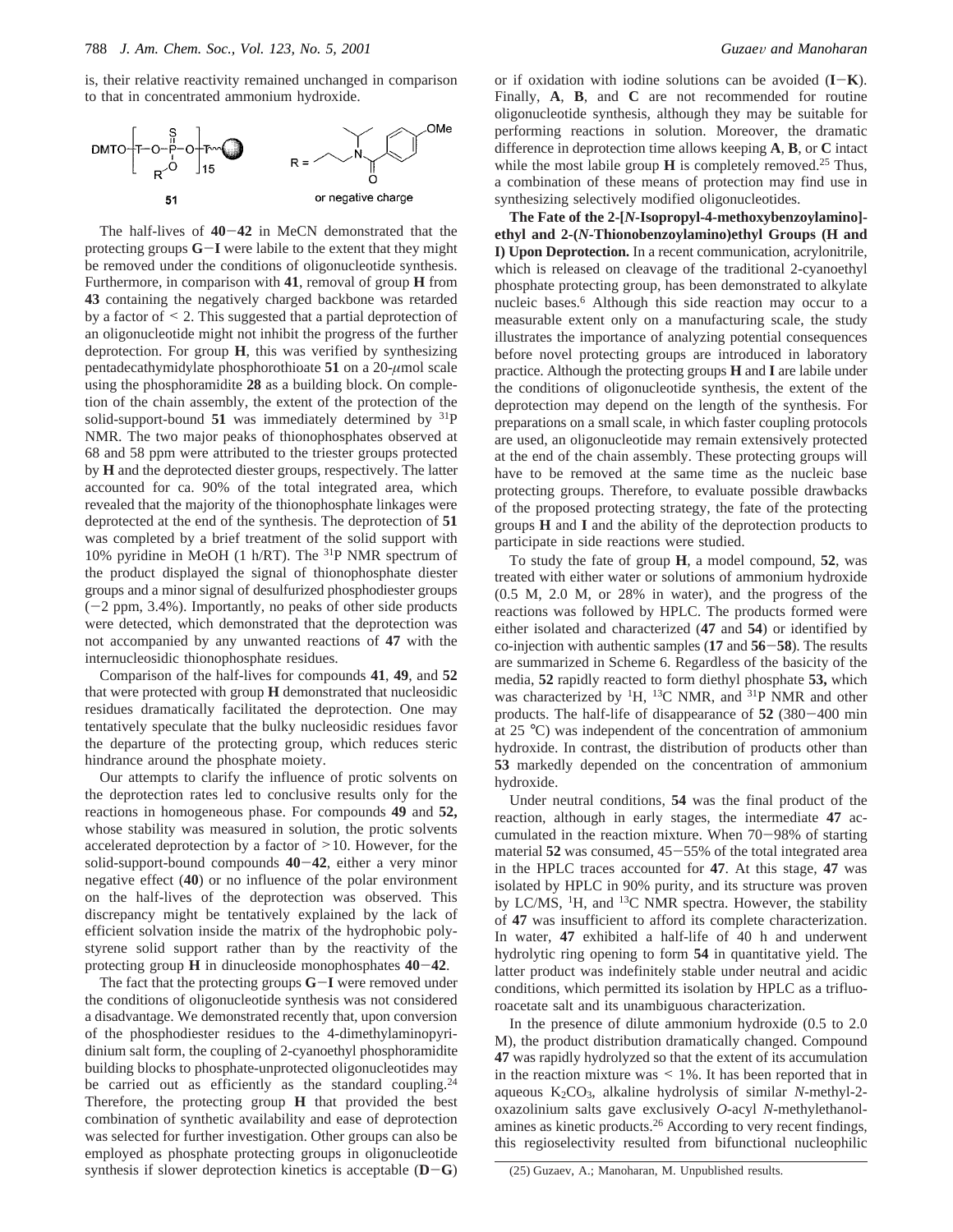is, their relative reactivity remained unchanged in comparison to that in concentrated ammonium hydroxide.

DMTO–[T–O–P(=S)(OR)–O]$_{15}$–T~● R = CH$_2$CH$_2$N(iPr)C(=O)C$_6$H$_4$OMe or negative charge

**51**

The half-lives of **40**−**42** in MeCN demonstrated that the protecting groups **G**−**I** were labile to the extent that they might be removed under the conditions of oligonucleotide synthesis. Furthermore, in comparison with **41**, removal of group **H** from **43** containing the negatively charged backbone was retarded by a factor of < 2. This suggested that a partial deprotection of an oligonucleotide might not inhibit the progress of the further deprotection. For group **H**, this was verified by synthesizing pentadecathymidylate phosphorothioate **51** on a 20-$\mu$mol scale using the phosphoramidite **28** as a building block. On completion of the chain assembly, the extent of the protection of the solid-support-bound **51** was immediately determined by $^{31}$P NMR. The two major peaks of thionophosphates observed at 68 and 58 ppm were attributed to the triester groups protected by **H** and the deprotected diester groups, respectively. The latter accounted for ca. 90% of the total integrated area, which revealed that the majority of the thionophosphate linkages were deprotected at the end of the synthesis. The deprotection of **51** was completed by a brief treatment of the solid support with 10% pyridine in MeOH (1 h/RT). The $^{31}$P NMR spectrum of the product displayed the signal of thionophosphate diester groups and a minor signal of desulfurized phosphodiester groups (−2 ppm, 3.4%). Importantly, no peaks of other side products were detected, which demonstrated that the deprotection was not accompanied by any unwanted reactions of **47** with the internucleosidic thionophosphate residues.

Comparison of the half-lives for compounds **41**, **49**, and **52** that were protected with group **H** demonstrated that nucleosidic residues dramatically facilitated the deprotection. One may tentatively speculate that the bulky nucleosidic residues favor the departure of the protecting group, which reduces steric hindrance around the phosphate moiety.

Our attempts to clarify the influence of protic solvents on the deprotection rates led to conclusive results only for the reactions in homogeneous phase. For compounds **49** and **52,** whose stability was measured in solution, the protic solvents accelerated deprotection by a factor of >10. However, for the solid-support-bound compounds **40**−**42**, either a very minor negative effect (**40**) or no influence of the polar environment on the half-lives of the deprotection was observed. This discrepancy might be tentatively explained by the lack of efficient solvation inside the matrix of the hydrophobic polystyrene solid support rather than by the reactivity of the protecting group **H** in dinucleoside monophosphates **40**−**42**.

The fact that the protecting groups **G**−**I** were removed under the conditions of oligonucleotide synthesis was not considered a disadvantage. We demonstrated recently that, upon conversion of the phosphodiester residues to the 4-dimethylaminopyridinium salt form, the coupling of 2-cyanoethyl phosphoramidite building blocks to phosphate-unprotected oligonucleotides may be carried out as efficiently as the standard coupling.[24] Therefore, the protecting group **H** that provided the best combination of synthetic availability and ease of deprotection was selected for further investigation. Other groups can also be employed as phosphate protecting groups in oligonucleotide synthesis if slower deprotection kinetics is acceptable (**D**−**G**) or if oxidation with iodine solutions can be avoided (**I**−**K**). Finally, **A**, **B**, and **C** are not recommended for routine oligonucleotide synthesis, although they may be suitable for performing reactions in solution. Moreover, the dramatic difference in deprotection time allows keeping **A**, **B**, or **C** intact while the most labile group **H** is completely removed.[25] Thus, a combination of these means of protection may find use in synthesizing selectively modified oligonucleotides.

**The Fate of the 2-[*N*-Isopropyl-4-methoxybenzoylamino]-ethyl and 2-(*N*-Thionobenzoylamino)ethyl Groups (H and I) Upon Deprotection.** In a recent communication, acrylonitrile, which is released on cleavage of the traditional 2-cyanoethyl phosphate protecting group, has been demonstrated to alkylate nucleic bases.[6] Although this side reaction may occur to a measurable extent only on a manufacturing scale, the study illustrates the importance of analyzing potential consequences before novel protecting groups are introduced in laboratory practice. Although the protecting groups **H** and **I** are labile under the conditions of oligonucleotide synthesis, the extent of the deprotection may depend on the length of the synthesis. For preparations on a small scale, in which faster coupling protocols are used, an oligonucleotide may remain extensively protected at the end of the chain assembly. These protecting groups will have to be removed at the same time as the nucleic base protecting groups. Therefore, to evaluate possible drawbacks of the proposed protecting strategy, the fate of the protecting groups **H** and **I** and the ability of the deprotection products to participate in side reactions were studied.

To study the fate of group **H**, a model compound, **52**, was treated with either water or solutions of ammonium hydroxide (0.5 M, 2.0 M, or 28% in water), and the progress of the reactions was followed by HPLC. The products formed were either isolated and characterized (**47** and **54**) or identified by co-injection with authentic samples (**17** and **56**−**58**). The results are summarized in Scheme 6. Regardless of the basicity of the media, **52** rapidly reacted to form diethyl phosphate **53,** which was characterized by $^{1}$H, $^{13}$C NMR, and $^{31}$P NMR and other products. The half-life of disappearance of **52** (380−400 min at 25 °C) was independent of the concentration of ammonium hydroxide. In contrast, the distribution of products other than **53** markedly depended on the concentration of ammonium hydroxide.

Under neutral conditions, **54** was the final product of the reaction, although in early stages, the intermediate **47** accumulated in the reaction mixture. When 70−98% of starting material **52** was consumed, 45−55% of the total integrated area in the HPLC traces accounted for **47**. At this stage, **47** was isolated by HPLC in 90% purity, and its structure was proven by LC/MS, $^{1}$H, and $^{13}$C NMR spectra. However, the stability of **47** was insufficient to afford its complete characterization. In water, **47** exhibited a half-life of 40 h and underwent hydrolytic ring opening to form **54** in quantitative yield. The latter product was indefinitely stable under neutral and acidic conditions, which permitted its isolation by HPLC as a trifluoroacetate salt and its unambiguous characterization.

In the presence of dilute ammonium hydroxide (0.5 to 2.0 M), the product distribution dramatically changed. Compound **47** was rapidly hydrolyzed so that the extent of its accumulation in the reaction mixture was < 1%. It has been reported that in aqueous $K_2CO_3$, alkaline hydrolysis of similar *N*-methyl-2-oxazolinium salts gave exclusively *O*-acyl *N*-methylethanolamines as kinetic products.[26] According to very recent findings, this regioselectivity resulted from bifunctional nucleophilic

(25) Guzaev, A.; Manoharan, M. Unpublished results.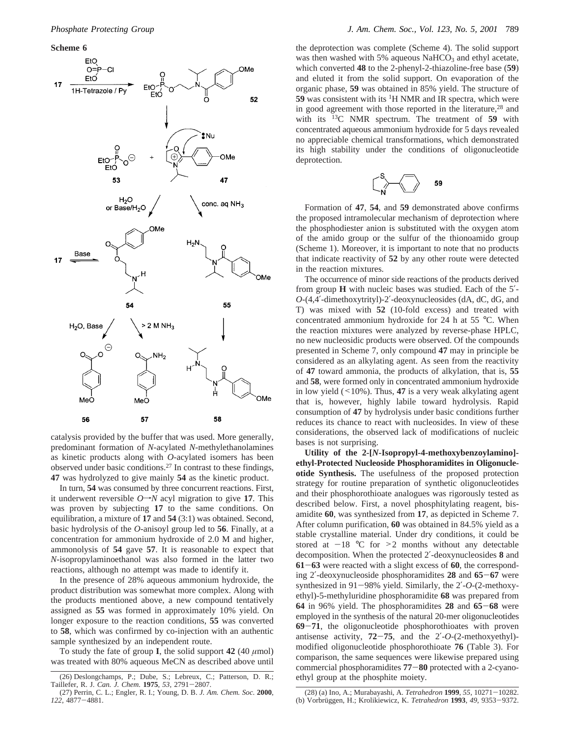**Scheme 6**

catalysis provided by the buffer that was used. More generally, predominant formation of *N*-acylated *N*-methylethanolamines as kinetic products along with *O*-acylated isomers has been observed under basic conditions.[27] In contrast to these findings, **47** was hydrolyzed to give mainly **54** as the kinetic product.

In turn, **54** was consumed by three concurrent reactions. First, it underwent reversible $O \rightarrow N$ acyl migration to give **17**. This was proven by subjecting **17** to the same conditions. On equilibration, a mixture of **17** and **54** (3:1) was obtained. Second, basic hydrolysis of the *O*-anisoyl group led to **56**. Finally, at a concentration for ammonium hydroxide of 2.0 M and higher, ammonolysis of **54** gave **57**. It is reasonable to expect that *N*-isopropylaminoethanol was also formed in the latter two reactions, although no attempt was made to identify it.

In the presence of 28% aqueous ammonium hydroxide, the product distribution was somewhat more complex. Along with the products mentioned above, a new compound tentatively assigned as **55** was formed in approximately 10% yield. On longer exposure to the reaction conditions, **55** was converted to **58**, which was confirmed by co-injection with an authentic sample synthesized by an independent route.

To study the fate of group **I**, the solid support **42** (40 $\mu$mol) was treated with 80% aqueous MeCN as described above until the deprotection was complete (Scheme 4). The solid support was then washed with 5% aqueous $NaHCO_3$ and ethyl acetate, which converted **48** to the 2-phenyl-2-thiazoline-free base (**59**) and eluted it from the solid support. On evaporation of the organic phase, **59** was obtained in 85% yield. The structure of **59** was consistent with its $^1$H NMR and IR spectra, which were in good agreement with those reported in the literature,[28] and with its $^{13}$C NMR spectrum. The treatment of **59** with concentrated aqueous ammonium hydroxide for 5 days revealed no appreciable chemical transformations, which demonstrated its high stability under the conditions of oligonucleotide deprotection.

Formation of **47**, **54**, and **59** demonstrated above confirms the proposed intramolecular mechanism of deprotection where the phosphodiester anion is substituted with the oxygen atom of the amido group or the sulfur of the thionoamido group (Scheme 1). Moreover, it is important to note that no products that indicate reactivity of **52** by any other route were detected in the reaction mixtures.

The occurrence of minor side reactions of the products derived from group **H** with nucleic bases was studied. Each of the 5′-*O*-(4,4′-dimethoxytrityl)-2′-deoxynucleosides (dA, dC, dG, and T) was mixed with **52** (10-fold excess) and treated with concentrated ammonium hydroxide for 24 h at 55 °C. When the reaction mixtures were analyzed by reverse-phase HPLC, no new nucleosidic products were observed. Of the compounds presented in Scheme 7, only compound **47** may in principle be considered as an alkylating agent. As seen from the reactivity of **47** toward ammonia, the products of alkylation, that is, **55** and **58**, were formed only in concentrated ammonium hydroxide in low yield (<10%). Thus, **47** is a very weak alkylating agent that is, however, highly labile toward hydrolysis. Rapid consumption of **47** by hydrolysis under basic conditions further reduces its chance to react with nucleosides. In view of these considerations, the observed lack of modifications of nucleic bases is not surprising.

**Utility of the 2-[*N*-Isopropyl-4-methoxybenzoylamino]-ethyl-Protected Nucleoside Phosphoramidites in Oligonucleotide Synthesis.** The usefulness of the proposed protection strategy for routine preparation of synthetic oligonucleotides and their phosphorothioate analogues was rigorously tested as described below. First, a novel phosphitylating reagent, bis-amidite **60**, was synthesized from **17**, as depicted in Scheme 7. After column purification, **60** was obtained in 84.5% yield as a stable crystalline material. Under dry conditions, it could be stored at −18 °C for >2 months without any detectable decomposition. When the protected 2′-deoxynucleosides **8** and **61**−**63** were reacted with a slight excess of **60**, the corresponding 2′-deoxynucleoside phosphoramidites **28** and **65**−**67** were synthesized in 91−98% yield. Similarly, the 2′-*O*-(2-methoxy-ethyl)-5-methyluridine phosphoramidite **68** was prepared from **64** in 96% yield. The phosphoramidites **28** and **65**−**68** were employed in the synthesis of the natural 20-mer oligonucleotides **69**−**71**, the oligonucleotide phosphorothioates with proven antisense activity, **72**−**75**, and the 2′-*O*-(2-methoxyethyl)-modified oligonucleotide phosphorothioate **76** (Table 3). For comparison, the same sequences were likewise prepared using commercial phosphoramidites **77**−**80** protected with a 2-cyano-ethyl group at the phosphite moiety.

(26) Deslongchamps, P.; Dube, S.; Lebreux, C.; Patterson, D. R.; Taillefer, R. J. *Can. J. Chem.* **1975**, *53*, 2791−2807.
(27) Perrin, C. L.; Engler, R. I.; Young, D. B. *J. Am. Chem. Soc.* **2000**, *122*, 4877−4881.
(28) (a) Ino, A.; Murabayashi, A. *Tetrahedron* **1999**, *55*, 10271−10282. (b) Vorbrüggen, H.; Krolikiewicz, K. *Tetrahedron* **1993**, *49*, 9353−9372.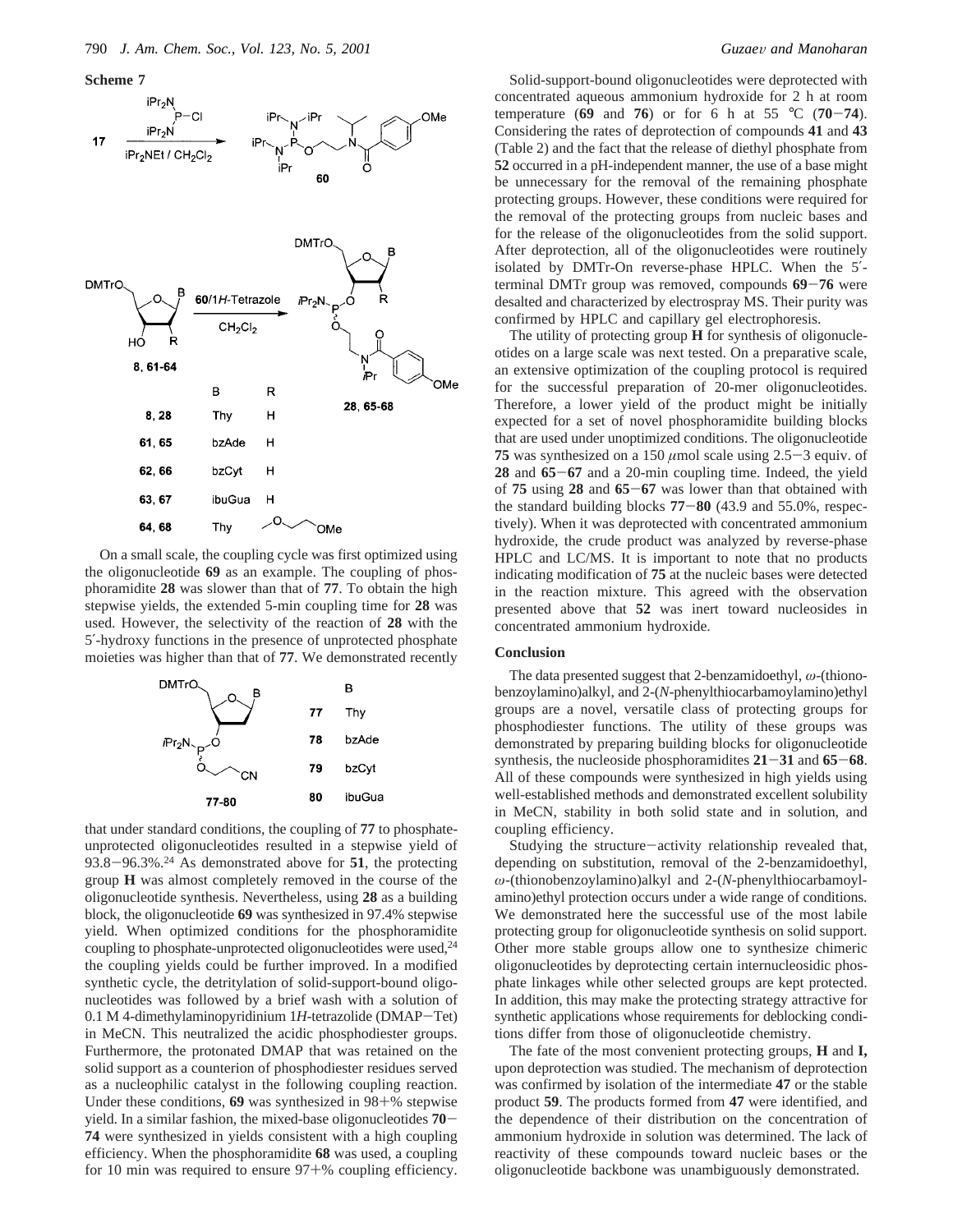**Scheme 7**

| B | R | |
|---|---|---|
| **8, 28** | Thy | H |
| **61, 65** | bzAde | H |
| **62, 66** | bzCyt | H |
| **63, 67** | ibuGua | H |
| **64, 68** | Thy | $CH_2CH_2OCH_3$ (OCH$_2$CH$_2$OMe) |

On a small scale, the coupling cycle was first optimized using the oligonucleotide **69** as an example. The coupling of phosphoramidite **28** was slower than that of **77**. To obtain the high stepwise yields, the extended 5-min coupling time for **28** was used. However, the selectivity of the reaction of **28** with the 5′-hydroxy functions in the presence of unprotected phosphate moieties was higher than that of **77**. We demonstrated recently

| | B |
|---|---|
| **77** | Thy |
| **78** | bzAde |
| **79** | bzCyt |
| **80** | ibuGua |

that under standard conditions, the coupling of **77** to phosphate-unprotected oligonucleotides resulted in a stepwise yield of 93.8−96.3%.[24] As demonstrated above for **51**, the protecting group **H** was almost completely removed in the course of the oligonucleotide synthesis. Nevertheless, using **28** as a building block, the oligonucleotide **69** was synthesized in 97.4% stepwise yield. When optimized conditions for the phosphoramidite coupling to phosphate-unprotected oligonucleotides were used,[24] the coupling yields could be further improved. In a modified synthetic cycle, the detritylation of solid-support-bound oligonucleotides was followed by a brief wash with a solution of 0.1 M 4-dimethylaminopyridinium 1*H*-tetrazolide (DMAP−Tet) in MeCN. This neutralized the acidic phosphodiester groups. Furthermore, the protonated DMAP that was retained on the solid support as a counterion of phosphodiester residues served as a nucleophilic catalyst in the following coupling reaction. Under these conditions, **69** was synthesized in 98+% stepwise yield. In a similar fashion, the mixed-base oligonucleotides **70**−**74** were synthesized in yields consistent with a high coupling efficiency. When the phosphoramidite **68** was used, a coupling for 10 min was required to ensure 97+% coupling efficiency.

Solid-support-bound oligonucleotides were deprotected with concentrated aqueous ammonium hydroxide for 2 h at room temperature (**69** and **76**) or for 6 h at 55 °C (**70**−**74**). Considering the rates of deprotection of compounds **41** and **43** (Table 2) and the fact that the release of diethyl phosphate from **52** occurred in a pH-independent manner, the use of a base might be unnecessary for the removal of the remaining phosphate protecting groups. However, these conditions were required for the removal of the protecting groups from nucleic bases and for the release of the oligonucleotides from the solid support. After deprotection, all of the oligonucleotides were routinely isolated by DMTr-On reverse-phase HPLC. When the 5′-terminal DMTr group was removed, compounds **69**−**76** were desalted and characterized by electrospray MS. Their purity was confirmed by HPLC and capillary gel electrophoresis.

The utility of protecting group **H** for synthesis of oligonucleotides on a large scale was next tested. On a preparative scale, an extensive optimization of the coupling protocol is required for the successful preparation of 20-mer oligonucleotides. Therefore, a lower yield of the product might be initially expected for a set of novel phosphoramidite building blocks that are used under unoptimized conditions. The oligonucleotide **75** was synthesized on a 150 μmol scale using 2.5−3 equiv. of **28** and **65**−**67** and a 20-min coupling time. Indeed, the yield of **75** using **28** and **65**−**67** was lower than that obtained with the standard building blocks **77**−**80** (43.9 and 55.0%, respectively). When it was deprotected with concentrated ammonium hydroxide, the crude product was analyzed by reverse-phase HPLC and LC/MS. It is important to note that no products indicating modification of **75** at the nucleic bases were detected in the reaction mixture. This agreed with the observation presented above that **52** was inert toward nucleosides in concentrated ammonium hydroxide.

## Conclusion

The data presented suggest that 2-benzamidoethyl, ω-(thionobenzoylamino)alkyl, and 2-(*N*-phenylthiocarbamoylamino)ethyl groups are a novel, versatile class of protecting groups for phosphodiester functions. The utility of these groups was demonstrated by preparing building blocks for oligonucleotide synthesis, the nucleoside phosphoramidites **21**−**31** and **65**−**68**. All of these compounds were synthesized in high yields using well-established methods and demonstrated excellent solubility in MeCN, stability in both solid state and in solution, and coupling efficiency.

Studying the structure−activity relationship revealed that, depending on substitution, removal of the 2-benzamidoethyl, ω-(thionobenzoylamino)alkyl and 2-(*N*-phenylthiocarbamoylamino)ethyl protection occurs under a wide range of conditions. We demonstrated here the successful use of the most labile protecting group for oligonucleotide synthesis on solid support. Other more stable groups allow one to synthesize chimeric oligonucleotides by deprotecting certain internucleosidic phosphate linkages while other selected groups are kept protected. In addition, this may make the protecting strategy attractive for synthetic applications whose requirements for deblocking conditions differ from those of oligonucleotide chemistry.

The fate of the most convenient protecting groups, **H** and **I,** upon deprotection was studied. The mechanism of deprotection was confirmed by isolation of the intermediate **47** or the stable product **59**. The products formed from **47** were identified, and the dependence of their distribution on the concentration of ammonium hydroxide in solution was determined. The lack of reactivity of these compounds toward nucleic bases or the oligonucleotide backbone was unambiguously demonstrated.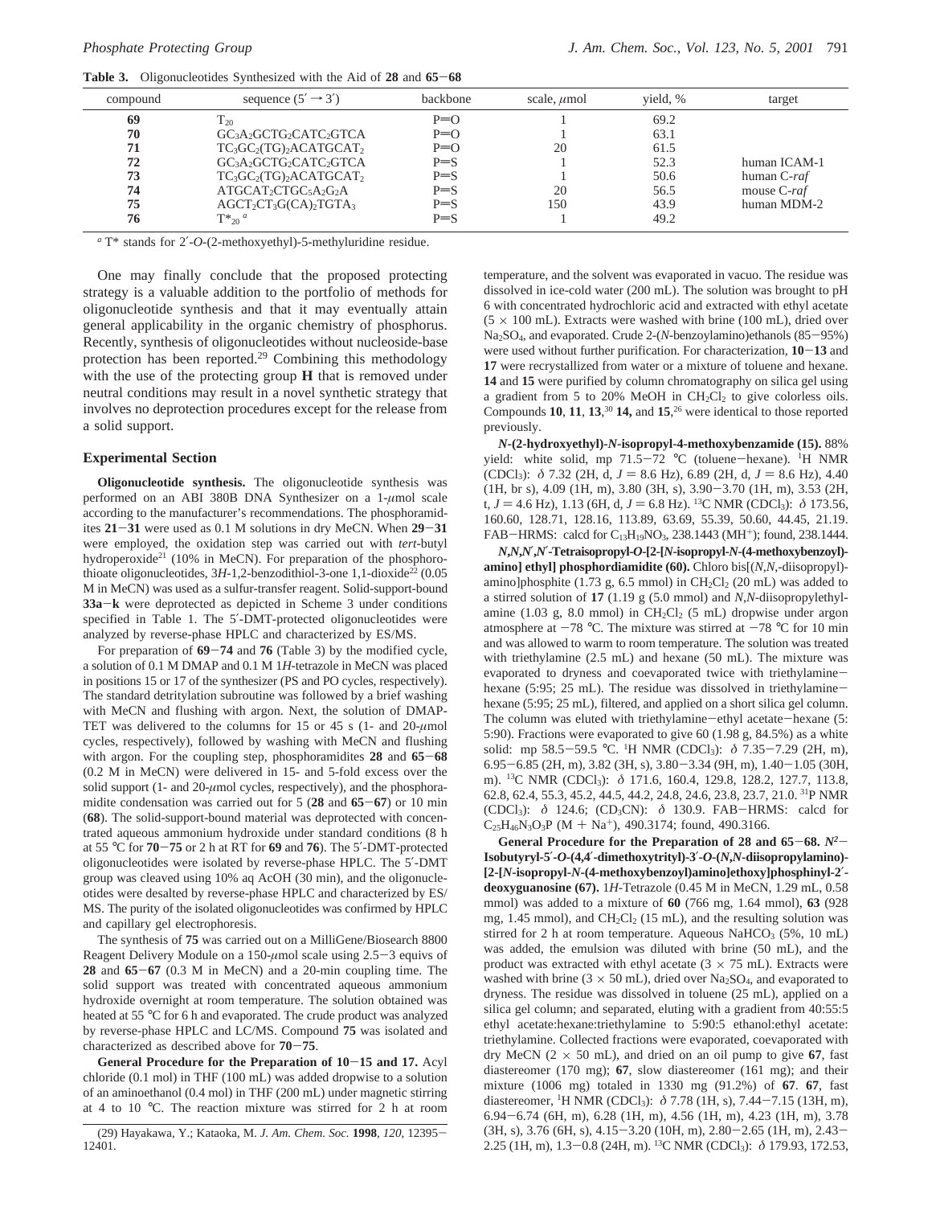**Table 3.** Oligonucleotides Synthesized with the Aid of **28** and **65**−**68**

| compound | sequence (5′ → 3′) | backbone | scale, μmol | yield, % | target |
|---|---|---|---|---|---|
| **69** | $T_{20}$ | P=O | 1 | 69.2 | |
| **70** | $GC_3A_2GCTG_2CATC_2GTCA$ | P=O | 1 | 63.1 | |
| **71** | $TC_3GC_2(TG)_2ACATGCAT_2$ | P=O | 20 | 61.5 | |
| **72** | $GC_3A_2GCTG_2CATC_2GTCA$ | P=S | 1 | 52.3 | human ICAM-1 |
| **73** | $TC_3GC_2(TG)_2ACATGCAT_2$ | P=S | 1 | 50.6 | human C-*raf* |
| **74** | $ATGCAT_2CTGC_5A_2G_2A$ | P=S | 20 | 56.5 | mouse C-*raf* |
| **75** | $AGCT_2CT_3G(CA)_2TGTA_3$ | P=S | 150 | 43.9 | human MDM-2 |
| **76** | $T*_{20}$ [a] | P=S | 1 | 49.2 | |

[a] T* stands for 2′-*O*-(2-methoxyethyl)-5-methyluridine residue.

One may finally conclude that the proposed protecting strategy is a valuable addition to the portfolio of methods for oligonucleotide synthesis and that it may eventually attain general applicability in the organic chemistry of phosphorus. Recently, synthesis of oligonucleotides without nucleoside-base protection has been reported.[29] Combining this methodology with the use of the protecting group **H** that is removed under neutral conditions may result in a novel synthetic strategy that involves no deprotection procedures except for the release from a solid support.

## Experimental Section

**Oligonucleotide synthesis.** The oligonucleotide synthesis was performed on an ABI 380B DNA Synthesizer on a 1-μmol scale according to the manufacturer's recommendations. The phosphoramidites **21**−**31** were used as 0.1 M solutions in dry MeCN. When **29**−**31** were employed, the oxidation step was carried out with *tert*-butyl hydroperoxide[21] (10% in MeCN). For preparation of the phosphorothioate oligonucleotides, 3*H*-1,2-benzodithiol-3-one 1,1-dioxide[22] (0.05 M in MeCN) was used as a sulfur-transfer reagent. Solid-support-bound **33a**−**k** were deprotected as depicted in Scheme 3 under conditions specified in Table 1. The 5′-DMT-protected oligonucleotides were analyzed by reverse-phase HPLC and characterized by ES/MS.

For preparation of **69**−**74** and **76** (Table 3) by the modified cycle, a solution of 0.1 M DMAP and 0.1 M 1*H*-tetrazole in MeCN was placed in positions 15 or 17 of the synthesizer (PS and PO cycles, respectively). The standard detritylation subroutine was followed by a brief washing with MeCN and flushing with argon. Next, the solution of DMAP-TET was delivered to the columns for 15 or 45 s (1- and 20-μmol cycles, respectively), followed by washing with MeCN and flushing with argon. For the coupling step, phosphoramidites **28** and **65**−**68** (0.2 M in MeCN) were delivered in 15- and 5-fold excess over the solid support (1- and 20-μmol cycles, respectively), and the phosphoramidite condensation was carried out for 5 (**28** and **65**−**67**) or 10 min (**68**). The solid-support-bound material was deprotected with concentrated aqueous ammonium hydroxide under standard conditions (8 h at 55 °C for **70**−**75** or 2 h at RT for **69** and **76**). The 5′-DMT-protected oligonucleotides were isolated by reverse-phase HPLC. The 5′-DMT group was cleaved using 10% aq AcOH (30 min), and the oligonucleotides were desalted by reverse-phase HPLC and characterized by ES/MS. The purity of the isolated oligonucleotides was confirmed by HPLC and capillary gel electrophoresis.

The synthesis of **75** was carried out on a MilliGene/Biosearch 8800 Reagent Delivery Module on a 150-μmol scale using 2.5−3 equivs of **28** and **65**−**67** (0.3 M in MeCN) and a 20-min coupling time. The solid support was treated with concentrated aqueous ammonium hydroxide overnight at room temperature. The solution obtained was heated at 55 °C for 6 h and evaporated. The crude product was analyzed by reverse-phase HPLC and LC/MS. Compound **75** was isolated and characterized as described above for **70**−**75**.

**General Procedure for the Preparation of 10−15 and 17.** Acyl chloride (0.1 mol) in THF (100 mL) was added dropwise to a solution of an aminoethanol (0.4 mol) in THF (200 mL) under magnetic stirring at 4 to 10 °C. The reaction mixture was stirred for 2 h at room temperature, and the solvent was evaporated in vacuo. The residue was dissolved in ice-cold water (200 mL). The solution was brought to pH 6 with concentrated hydrochloric acid and extracted with ethyl acetate (5 × 100 mL). Extracts were washed with brine (100 mL), dried over $Na_2SO_4$, and evaporated. Crude 2-(*N*-benzoylamino)ethanols (85−95%) were used without further purification. For characterization, **10**−**13** and **17** were recrystallized from water or a mixture of toluene and hexane. **14** and **15** were purified by column chromatography on silica gel using a gradient from 5 to 20% MeOH in $CH_2Cl_2$ to give colorless oils. Compounds **10**, **11**, **13**,[30] **14,** and **15**,[26] were identical to those reported previously.

***N*-(2-hydroxyethyl)-*N*-isopropyl-4-methoxybenzamide (15).** 88% yield: white solid, mp 71.5−72 °C (toluene−hexane). [1]H NMR ($CDCl_3$): δ 7.32 (2H, d, *J* = 8.6 Hz), 6.89 (2H, d, *J* = 8.6 Hz), 4.40 (1H, br s), 4.09 (1H, m), 3.80 (3H, s), 3.90−3.70 (1H, m), 3.53 (2H, t, *J* = 4.6 Hz), 1.13 (6H, d, *J* = 6.8 Hz). [13]C NMR ($CDCl_3$): δ 173.56, 160.60, 128.71, 128.16, 113.89, 63.69, 55.39, 50.60, 44.45, 21.19. FAB−HRMS: calcd for $C_{13}H_{19}NO_3$, 238.1443 ($MH^+$); found, 238.1444.

***N,N,N′,N′*-Tetraisopropyl-*O*-[2-[*N*-isopropyl-*N*-(4-methoxybenzoyl)-amino] ethyl] phosphordiamidite (60).** Chloro bis[(*N,N*,-diisopropyl)-amino]phosphite (1.73 g, 6.5 mmol) in $CH_2Cl_2$ (20 mL) was added to a stirred solution of **17** (1.19 g (5.0 mmol) and *N,N*-diisopropylethylamine (1.03 g, 8.0 mmol) in $CH_2Cl_2$ (5 mL) dropwise under argon atmosphere at −78 °C. The mixture was stirred at −78 °C for 10 min and was allowed to warm to room temperature. The solution was treated with triethylamine (2.5 mL) and hexane (50 mL). The mixture was evaporated to dryness and coevaporated twice with triethylamine−hexane (5:95; 25 mL). The residue was dissolved in triethylamine−hexane (5:95; 25 mL), filtered, and applied on a short silica gel column. The column was eluted with triethylamine−ethyl acetate−hexane (5:5:90). Fractions were evaporated to give 60 (1.98 g, 84.5%) as a white solid: mp 58.5−59.5 °C. [1]H NMR ($CDCl_3$): δ 7.35−7.29 (2H, m), 6.95−6.85 (2H, m), 3.82 (3H, s), 3.80−3.34 (9H, m), 1.40−1.05 (30H, m). [13]C NMR ($CDCl_3$): δ 171.6, 160.4, 129.8, 128.2, 127.7, 113.8, 62.8, 62.4, 55.3, 45.2, 44.5, 44.2, 24.8, 24.6, 23.8, 23.7, 21.0. [31]P NMR ($CDCl_3$): δ 124.6; ($CD_3CN$): δ 130.9. FAB−HRMS: calcd for $C_{25}H_{46}N_3O_3P$ ($M + Na^+$), 490.3174; found, 490.3166.

**General Procedure for the Preparation of 28 and 65−68. *N*[2]-Isobutyryl-5′-*O*-(4,4′-dimethoxytrityl)-3′-*O*-(*N,N*-diisopropylamino)-[2-[*N*-isopropyl-*N*-(4-methoxybenzoyl)amino]ethoxy]phosphinyl-2′-deoxyguanosine (67).** 1*H*-Tetrazole (0.45 M in MeCN, 1.29 mL, 0.58 mmol) was added to a mixture of **60** (766 mg, 1.64 mmol), **63** (928 mg, 1.45 mmol), and $CH_2Cl_2$ (15 mL), and the resulting solution was stirred for 2 h at room temperature. Aqueous $NaHCO_3$ (5%, 10 mL) was added, the emulsion was diluted with brine (50 mL), and the product was extracted with ethyl acetate (3 × 75 mL). Extracts were washed with brine (3 × 50 mL), dried over $Na_2SO_4$, and evaporated to dryness. The residue was dissolved in toluene (25 mL), applied on a silica gel column; and separated, eluting with a gradient from 40:55:5 ethyl acetate:hexane:triethylamine to 5:90:5 ethanol:ethyl acetate: triethylamine. Collected fractions were evaporated, coevaporated with dry MeCN (2 × 50 mL), and dried on an oil pump to give **67**, fast diastereomer (170 mg); **67**, slow diastereomer (161 mg); and their mixture (1006 mg) totaled in 1330 mg (91.2%) of **67**. **67**, fast diastereomer, [1]H NMR ($CDCl_3$): δ 7.78 (1H, s), 7.44−7.15 (13H, m), 6.94−6.74 (6H, m), 6.28 (1H, m), 4.56 (1H, m), 4.23 (1H, m), 3.78 (3H, s), 3.76 (6H, s), 4.15−3.20 (10H, m), 2.80−2.65 (1H, m), 2.43−2.25 (1H, m), 1.3−0.8 (24H, m). [13]C NMR ($CDCl_3$): δ 179.93, 172.53,

(29) Hayakawa, Y.; Kataoka, M. *J. Am. Chem. Soc.* **1998**, *120*, 12395−12401.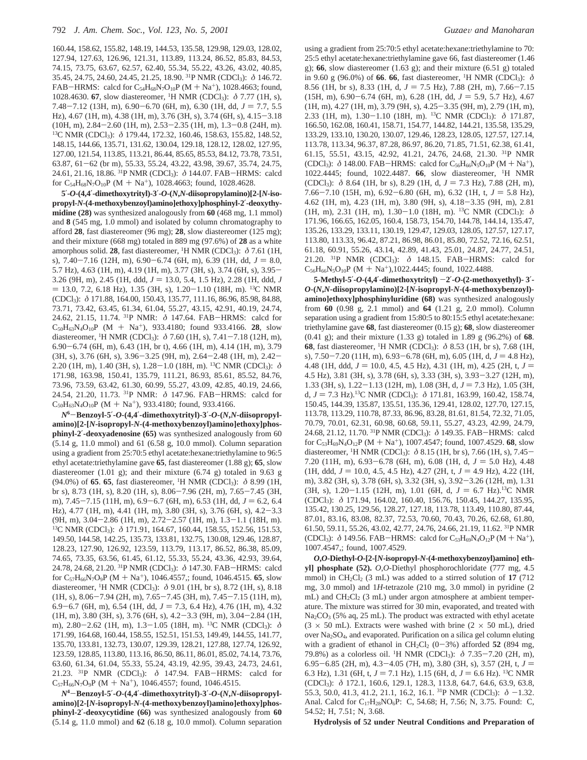160.44, 158.62, 155.82, 148.19, 144.53, 135.58, 129.98, 129.03, 128.02, 127.94, 127.63, 126.96, 121.31, 113.89, 113.24, 86.52, 85.83, 84.53, 74.15, 73.75, 63.67, 62.57, 62.40, 55.34, 55.22, 43.26, 43.02, 40.85, 35.45, 24.75, 24.60, 24.45, 21.25, 18.90. $^{31}$P NMR ($CDCl_3$): δ 146.72. FAB−HRMS: calcd for $C_{54}H_{68}N_7O_{10}P$ (M + $Na^+$), 1028.4663; found, 1028.4630. **67**, slow diastereomer, $^1$H NMR ($CDCl_3$): δ 7.77 (1H, s), 7.48−7.12 (13H, m), 6.90−6.70 (6H, m), 6.30 (1H, dd, $J$ = 7.7, 5.5 Hz), 4.67 (1H, m), 4.38 (1H, m), 3.76 (3H, s), 3.74 (6H, s), 4.15−3.18 (10H, m), 2.84−2.60 (1H, m), 2.53−2.35 (1H, m), 1.3−0.8 (24H, m). $^{13}$C NMR ($CDCl_3$): δ 179.44, 172.32, 160.46, 158.63, 155.82, 148.52, 148.15, 144.66, 135.71, 131.62, 130.04, 129.18, 128.12, 128.02, 127.95, 127.00, 121.54, 113.85, 113.21, 86.44, 85.65, 85.53, 84.12, 73.78, 73.51, 63.87, 61−62 (br m), 55.33, 55.24, 43.22, 43.98, 39.67, 35.74, 24.75, 24.61, 21.16, 18.86. $^{31}$P NMR ($CDCl_3$): δ 144.07. FAB−HRMS: calcd for $C_{54}H_{68}N_7O_{10}P$ (M + $Na^+$), 1028.4663; found, 1028.4628.

**5′-*O*-(4,4′-dimethoxytrityl)-3′-*O*-(*N*,*N*-diisopropylamino)[2-[*N*-isopropyl-*N*-(4-methoxybenzoyl)amino]ethoxy]phosphinyl-2′-deoxythymidine (28)** was synthesized analogously from **60** (468 mg, 1.1 mmol) and **8** (545 mg, 1.0 mmol) and isolated by column chromatography to afford **28**, fast diastereomer (96 mg); **28**, slow diastereomer (125 mg); and their mixture (668 mg) totaled in 889 mg (97.6%) of **28** as a white amorphous solid. **28**, fast diastereomer, $^1$H NMR ($CDCl_3$): δ 7.61 (1H, s), 7.40−7.16 (12H, m), 6.90−6.74 (6H, m), 6.39 (1H, dd, $J$ = 8.0, 5.7 Hz), 4.63 (1H, m), 4.19 (1H, m), 3.77 (3H, s), 3.74 (6H, s), 3.95−3.26 (9H, m), 2.45 (1H, ddd, $J$ = 13.0, 5.4, 1.5 Hz), 2.28 (1H, ddd, $J$ = 13.0, 7.2, 6.18 Hz), 1.35 (3H, s), 1.20−1.10 (18H, m). $^{13}$C NMR ($CDCl_3$): δ 171.88, 164.00, 150.43, 135.77, 111.16, 86.96, 85.98, 84.88, 73.71, 73.42, 63.45, 61.34, 61.04, 55.27, 43.15, 42.91, 40.19, 24.74, 24.62, 21.15, 11.74. $^{31}$P NMR: δ 147.64. FAB−HRMS: calcd for $C_{50}H_{63}N_4O_{10}P$ (M + $Na^+$), 933.4180; found 933.4166. **28**, slow diastereomer, $^1$H NMR ($CDCl_3$): δ 7.60 (1H, s), 7.41−7.18 (12H, m), 6.90−6.74 (6H, m), 6.43 (1H, br t), 4.66 (1H, m), 4.14 (1H, m), 3.79 (3H, s), 3.76 (6H, s), 3.96−3.25 (9H, m), 2.64−2.48 (1H, m), 2.42−2.20 (1H, m), 1.40 (3H, s), 1.28−1.0 (18H, m). $^{13}$C NMR ($CDCl_3$): δ 171.98, 163.98, 150.41, 135.79, 111.21, 86.93, 85.61, 85.52, 84.76, 73.96, 73.59, 63.42, 61.30, 60.99, 55.27, 43.09, 42.85, 40.19, 24.66, 24.54, 21.20, 11.73. $^{31}$P NMR: δ 147.96. FAB−HRMS: calcd for $C_{50}H_{63}N_4O_{10}P$ (M + $Na^+$), 933.4180; found, 933.4166.

***N*$^6$−Benzoyl-5′-*O*-(4,4′-dimethoxytrityl)-3′-*O*-(*N*,*N*-diisopropylamino)[2-[*N*-isopropyl-*N*-(4-methoxybenzoyl)amino]ethoxy]phosphinyl-2′-deoxyadenosine (65)** was synthesized analogously from 60 (5.14 g, 11.0 mmol) and 61 (6.58 g, 10.0 mmol). Column separation using a gradient from 25:70:5 ethyl acetate:hexane:triethylamine to 96:5 ethyl acetate:triethylamine gave **65**, fast diastereomer (1.88 g); **65**, slow diastereomer (1.01 g); and their mixture (6.74 g) totaled in 9.63 g (94.0%) of **65**. **65**, fast diastereomer, $^1$H NMR ($CDCl_3$): δ 8.99 (1H, br s), 8.73 (1H, s), 8.20 (1H, s), 8.06−7.96 (2H, m), 7.65−7.45 (3H, m), 7.45−7.15 (11H, m), 6.9−6.7 (6H, m), 6.53 (1H, dd, $J$ = 6.2, 6.4 Hz), 4.77 (1H, m), 4.41 (1H, m), 3.80 (3H, s), 3.76 (6H, s), 4.2−3.3 (9H, m), 3.04−2.86 (1H, m), 2.72−2.57 (1H, m), 1.3−1.1 (18H, m). $^{13}$C NMR ($CDCl_3$): δ 171.91, 164.67, 160.44, 158.55, 152.56, 151.53, 149.50, 144.58, 142.25, 135.73, 133.81, 132.75, 130.08, 129.46, 128.87, 128.23, 127.90, 126.92, 123.59, 113.79, 113.17, 86.52, 86.38, 85.09, 74.65, 73.35, 63.56, 61.45, 61.12, 55.33, 55.24, 43.36, 42.93, 39.64, 24.78, 24.68, 21.20. $^{31}$P NMR ($CDCl_3$): δ 147.30. FAB−HRMS: calcd for $C_{57}H_{66}N_7O_9P$ (M + $Na^+$), 1046.4557,; found, 1046.4515. **65**, slow diastereomer, $^1$H NMR ($CDCl_3$): δ 9.01 (1H, br s), 8.72 (1H, s), 8.18 (1H, s), 8.06−7.94 (2H, m), 7.65−7.45 (3H, m), 7.45−7.15 (11H, m), 6.9−6.7 (6H, m), 6.54 (1H, dd, $J$ = 7.3, 6.4 Hz), 4.76 (1H, m), 4.32 (1H, m), 3.80 (3H, s), 3.76 (6H, s), 4.2−3.3 (9H, m), 3.04−2.84 (1H, m), 2.80−2.62 (1H, m), 1.3−1.05 (18H, m). $^{13}$C NMR ($CDCl_3$): δ 171.99, 164.68, 160.44, 158.55, 152.51, 151.53, 149.49, 144.55, 141.77, 135.70, 133.81, 132.73, 130.07, 129.39, 128.21, 127.88, 127.74, 126.92, 123.59, 128.85, 113.80, 113.16, 86.50, 86.11, 86.01, 85.02, 74.14, 73.76, 63.60, 61.34, 61.04, 55.33, 55.24, 43.19, 42.95, 39.43, 24.73, 24.61, 21.23. $^{31}$P NMR ($CDCl_3$): δ 147.94. FAB−HRMS: calcd for $C_{57}H_{66}N_7O_9P$ (M + $Na^+$), 1046.4557; found, 1046.4515.

***N*$^4$−Benzoyl-5′-*O*-(4,4′-dimethoxytrityl)-3′-*O*-(*N*,*N*-diisopropylamino)[2-[*N*-isopropyl-*N*-(4-methoxybenzoyl)amino]ethoxy]phosphinyl-2′-deoxycytidine (66)** was synthesized analogously from **60** (5.14 g, 11.0 mmol) and **62** (6.18 g, 10.0 mmol). Column separation using a gradient from 25:70:5 ethyl acetate:hexane:triethylamine to 70:25:5 ethyl acetate:hexane:triethylamine gave **66**, fast diastereomer (1.46 g); **66**, slow diastereomer (1.63 g); and their mixture (6.51 g) totaled in 9.60 g (96.0%) of **66**. **66**, fast diastereomer, $^1$H NMR ($CDCl_3$): δ 8.56 (1H, br s), 8.33 (1H, d, $J$ = 7.5 Hz), 7.88 (2H, m), 7.66−7.15 (15H, m), 6.90−6.74 (6H, m), 6.28 (1H, dd, $J$ = 5.9, 5.7 Hz), 4.67 (1H, m), 4.27 (1H, m), 3.79 (9H, s), 4.25−3.35 (9H, m), 2.79 (1H, m), 2.33 (1H, m), 1.30−1.10 (18H, m). $^{13}$C NMR ($CDCl_3$): δ 171.87, 166.50, 162.08, 160.41, 158.71, 154.77, 144.82, 144.21, 135.58, 135.29, 133.29, 133.10, 130.20, 130.07, 129.46, 128.23, 128.05, 127.57, 127.14, 113.78, 113.34, 96.37, 87.28, 86.97, 86.20, 71.85, 71.51, 62.38, 61.41, 61.15, 55.51, 43.15, 42.92, 41.21, 24.76, 24.68, 21.30. $^{31}$P NMR ($CDCl_3$): δ 148.00. FAB−HRMS: calcd for $C_{56}H_{66}N_5O_{10}P$ (M + $Na^+$), 1022.4445; found, 1022.4487. **66**, slow diastereomer, $^1$H NMR ($CDCl_3$): δ 8.64 (1H, br s), 8.29 (1H, d, $J$ = 7.3 Hz), 7.88 (2H, m), 7.66−7.10 (15H, m), 6.92−6.80 (6H, m), 6.32 (1H, t, $J$ = 5.8 Hz), 4.62 (1H, m), 4.23 (1H, m), 3.80 (9H, s), 4.18−3.35 (9H, m), 2.81 (1H, m), 2.31 (1H, m), 1.30−1.0 (18H, m). $^{13}$C NMR ($CDCl_3$): δ 171.96, 166.65, 162.05, 160.4, 158.73, 154.70, 144.78, 144.14, 135.47, 135.26, 133.29, 133.11, 130.19, 129.47, 129.03, 128.05, 127.57, 127.17, 113.80, 113.33, 96.42, 87.21, 86.98, 86.01, 85.80, 72.52, 72.16, 62.51, 61.18, 60.91, 55.26, 43.14, 42.89, 41.43, 25.01, 24.87, 24.77, 24.51, 21.20. $^{31}$P NMR ($CDCl_3$): δ 148.15. FAB−HRMS: calcd for $C_{56}H_{66}N_5O_{10}P$ (M + $Na^+$),1022.4445; found, 1022.4488.

**5-Methyl-5′-*O*-(4,4′-dimethoxytrityl) −2′-*O*-(2-methoxyethyl)- 3′-*O*-(*N*,*N*-diisopropylamino)[2-[*N*-isopropyl-*N*-(4-methoxybenzoyl)amino]ethoxy]phosphinyluridine (68)** was synthesized analogously from **60** (0.98 g, 2.1 mmol) and **64** (1.21 g, 2.0 mmol). Column separation using a gradient from 15:80:5 to 80:15:5 ethyl acetate:hexane:triethylamine gave **68**, fast diastereomer (0.15 g); **68**, slow diastereomer (0.41 g); and their mixture (1.33 g) totaled in 1.89 g (96.2%) of **68**. **68**, fast diastereomer, $^1$H NMR ($CDCl_3$): δ 8.53 (1H, br s), 7.68 (1H, s), 7.50−7.20 (11H, m), 6.93−6.78 (6H, m), 6.05 (1H, d, $J$ = 4.8 Hz), 4.48 (1H, ddd, $J$ = 10.0, 4.5, 4.5 Hz), 4.31 (1H, m), 4.25 (2H, t, $J$ = 4.5 Hz), 3.81 (3H, s), 3.78 (6H, s), 3.33 (3H, s), 3.93−3.27 (12H, m), 1.33 (3H, s), 1.22−1.13 (12H, m), 1.08 (3H, d, $J$ = 7.3 Hz), 1.05 (3H, d, $J$ = 7.3 Hz).$^{13}$C NMR ($CDCl_3$): δ 171.81, 163.99, 160.42, 158.74, 150.45, 144.39, 135.87, 135.51, 135.36, 129.41, 128.02, 127.70, 127.15, 113.78, 113.29, 110.78, 87.33, 86.96, 83.28, 81.61, 81.54, 72.32, 71.05, 70.79, 70.01, 62.31, 60.98, 60.68, 59.11, 55.27, 43.23, 42.99, 24.79, 24.68, 21.12, 11.70. $^{31}$P NMR ($CDCl_3$): δ 149.35. FAB−HRMS: calcd for $C_{53}H_{69}N_4O_{12}P$ (M + $Na^+$), 1007.4547; found, 1007.4529. **68**, slow diastereomer, $^1$H NMR ($CDCl_3$): δ 8.15 (1H, br s), 7.66 (1H, s), 7.45−7.20 (11H, m), 6.93−6.78 (6H, m), 6.08 (1H, d, $J$ = 5.0 Hz), 4.48 (1H, ddd, $J$ = 10.0, 4.5, 4.5 Hz), 4.27 (2H, t, $J$ = 4.9 Hz), 4.22 (1H, m), 3.82 (3H, s), 3.78 (6H, s), 3.32 (3H, s), 3.92−3.26 (12H, m), 1.31 (3H, s), 1.20−1.15 (12H, m), 1.01 (6H, d, $J$ = 6.7 Hz).$^{13}$C NMR ($CDCl_3$): δ 171.94, 164.02, 160.40, 156.76, 150.45, 144.27, 135.95, 135.42, 130.25, 129.56, 128.27, 127.18, 113.78, 113.49, 110.80, 87.44, 87.01, 83.16, 83.08, 82.37, 72.53, 70.60, 70.43, 70.26, 62.68, 61.80, 61.50, 59.11, 55.26, 43.02, 42.77, 24.76, 24.66, 21.19, 11.62. $^{31}$P NMR ($CDCl_3$): δ 149.56. FAB−HRMS: calcd for $C_{53}H_{69}N_4O_{12}P$ (M + $Na^+$), 1007.4547,; found, 1007.4529.

***O*,*O*-Diethyl-*O*-[2-[*N*-isopropyl-*N*-(4-methoxybenzoyl)amino] ethyl] phosphate (52).** *O*,*O*-Diethyl phosphorochloridate (777 mg, 4.5 mmol) in $CH_2Cl_2$ (3 mL) was added to a stirred solution of **17** (712 mg, 3.0 mmol) and 1*H*-tetrazole (210 mg, 3.0 mmol) in pyridine (2 mL) and $CH_2Cl_2$ (3 mL) under argon atmosphere at ambient temperature. The mixture was stirred for 30 min, evaporated, and treated with $Na_2CO_3$ (5% aq, 25 mL). The product was extracted with ethyl acetate (3 × 50 mL). Extracts were washed with brine (2 × 50 mL), dried over $Na_2SO_4$, and evaporated. Purification on a silica gel column eluting with a gradient of ethanol in $CH_2Cl_2$ (0−3%) afforded **52** (894 mg, 79.8%) as a colorless oil. $^1$H NMR ($CDCl_3$): δ 7.35−7.20 (2H, m), 6.95−6.85 (2H, m), 4.3−4.05 (7H, m), 3.80 (3H, s), 3.57 (2H, t, $J$ = 6.3 Hz), 1.31 (6H, t, $J$ = 7.1 Hz), 1.15 (6H, d, $J$ = 6.6 Hz). $^{13}$C NMR ($CDCl_3$): δ 172.1, 160.6, 129.1, 128.3, 113.8, 64.7, 64.6, 63.9, 63.8, 55.3, 50.0, 41.3, 41.2, 21.1, 16.2, 16.1. $^{31}$P NMR ($CDCl_3$): δ −1.32. Anal. Calcd for $C_{17}H_{28}NO_6P$: C, 54.68; H, 7.56; N, 3.75. Found: C, 54.52; H, 7.51; N, 3.68.

**Hydrolysis of 52 under Neutral Conditions and Preparation of**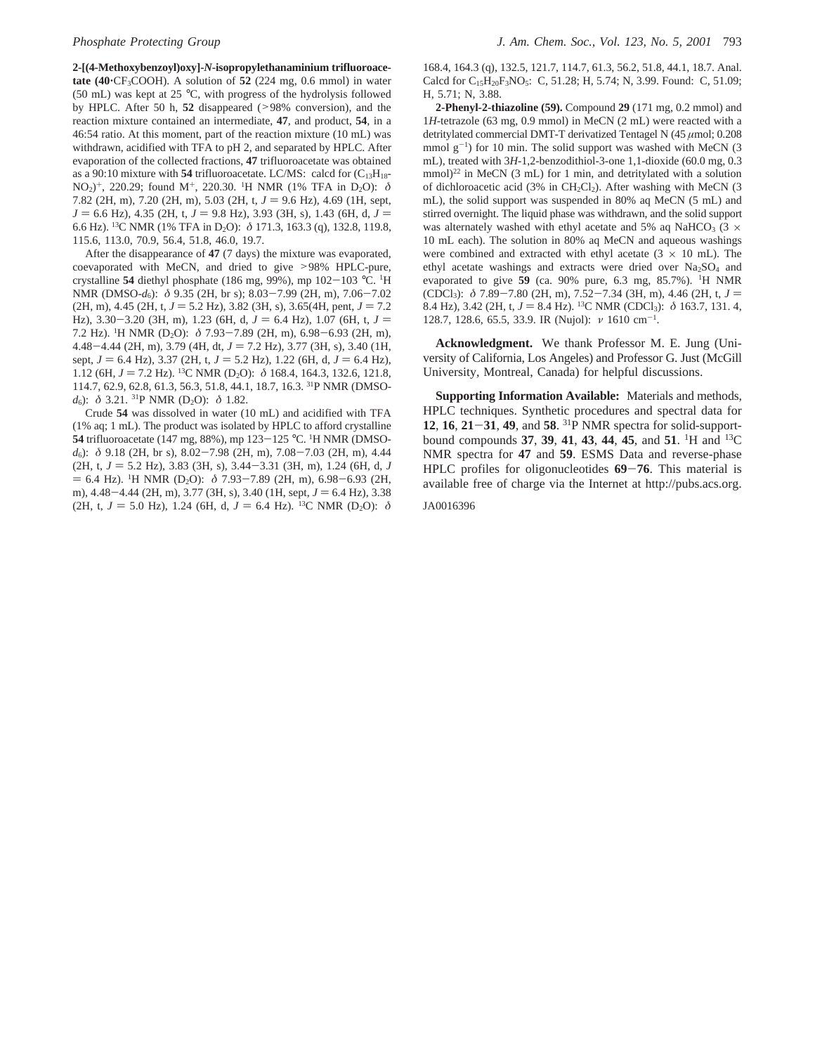**2-[(4-Methoxybenzoyl)oxy]-*N*-isopropylethanaminium trifluoroacetate (40·$CF_3COOH$).** A solution of **52** (224 mg, 0.6 mmol) in water (50 mL) was kept at 25 °C, with progress of the hydrolysis followed by HPLC. After 50 h, **52** disappeared (>98% conversion), and the reaction mixture contained an intermediate, **47**, and product, **54**, in a 46:54 ratio. At this moment, part of the reaction mixture (10 mL) was withdrawn, acidified with TFA to pH 2, and separated by HPLC. After evaporation of the collected fractions, **47** trifluoroacetate was obtained as a 90:10 mixture with **54** trifluoroacetate. LC/MS: calcd for $(C_{13}H_{18}NO_2)^+$, 220.29; found $M^+$, 220.30. $^1H$ NMR (1% TFA in $D_2O$): $\delta$ 7.82 (2H, m), 7.20 (2H, m), 5.03 (2H, t, $J$ = 9.6 Hz), 4.69 (1H, sept, $J$ = 6.6 Hz), 4.35 (2H, t, $J$ = 9.8 Hz), 3.93 (3H, s), 1.43 (6H, d, $J$ = 6.6 Hz). $^{13}C$ NMR (1% TFA in $D_2O$): $\delta$ 171.3, 163.3 (q), 132.8, 119.8, 115.6, 113.0, 70.9, 56.4, 51.8, 46.0, 19.7.

After the disappearance of **47** (7 days) the mixture was evaporated, coevaporated with MeCN, and dried to give >98% HPLC-pure, crystalline **54** diethyl phosphate (186 mg, 99%), mp 102−103 °C. $^1H$ NMR (DMSO-$d_6$): $\delta$ 9.35 (2H, br s); 8.03−7.99 (2H, m), 7.06−7.02 (2H, m), 4.45 (2H, t, $J$ = 5.2 Hz), 3.82 (3H, s), 3.65(4H, pent, $J$ = 7.2 Hz), 3.30−3.20 (3H, m), 1.23 (6H, d, $J$ = 6.4 Hz), 1.07 (6H, t, $J$ = 7.2 Hz). $^1H$ NMR ($D_2O$): $\delta$ 7.93−7.89 (2H, m), 6.98−6.93 (2H, m), 4.48−4.44 (2H, m), 3.79 (4H, dt, $J$ = 7.2 Hz), 3.77 (3H, s), 3.40 (1H, sept, $J$ = 6.4 Hz), 3.37 (2H, t, $J$ = 5.2 Hz), 1.22 (6H, d, $J$ = 6.4 Hz), 1.12 (6H, $J$ = 7.2 Hz). $^{13}C$ NMR ($D_2O$): $\delta$ 168.4, 164.3, 132.6, 121.8, 114.7, 62.9, 62.8, 61.3, 56.3, 51.8, 44.1, 18.7, 16.3. $^{31}P$ NMR (DMSO-$d_6$): $\delta$ 3.21. $^{31}P$ NMR ($D_2O$): $\delta$ 1.82.

Crude **54** was dissolved in water (10 mL) and acidified with TFA (1% aq; 1 mL). The product was isolated by HPLC to afford crystalline **54** trifluoroacetate (147 mg, 88%), mp 123−125 °C. $^1H$ NMR (DMSO-$d_6$): $\delta$ 9.18 (2H, br s), 8.02−7.98 (2H, m), 7.08−7.03 (2H, m), 4.44 (2H, t, $J$ = 5.2 Hz), 3.83 (3H, s), 3.44−3.31 (3H, m), 1.24 (6H, d, $J$ = 6.4 Hz). $^1H$ NMR ($D_2O$): $\delta$ 7.93−7.89 (2H, m), 6.98−6.93 (2H, m), 4.48−4.44 (2H, m), 3.77 (3H, s), 3.40 (1H, sept, $J$ = 6.4 Hz), 3.38 (2H, t, $J$ = 5.0 Hz), 1.24 (6H, d, $J$ = 6.4 Hz). $^{13}C$ NMR ($D_2O$): $\delta$ 168.4, 164.3 (q), 132.5, 121.7, 114.7, 61.3, 56.2, 51.8, 44.1, 18.7. Anal. Calcd for $C_{15}H_{20}F_3NO_5$: C, 51.28; H, 5.74; N, 3.99. Found: C, 51.09; H, 5.71; N, 3.88.

**2-Phenyl-2-thiazoline (59).** Compound **29** (171 mg, 0.2 mmol) and 1*H*-tetrazole (63 mg, 0.9 mmol) in MeCN (2 mL) were reacted with a detritylated commercial DMT-T derivatized Tentagel N (45 $\mu$mol; 0.208 mmol $g^{-1}$) for 10 min. The solid support was washed with MeCN (3 mL), treated with 3*H*-1,2-benzodithiol-3-one 1,1-dioxide (60.0 mg, 0.3 mmol)[22] in MeCN (3 mL) for 1 min, and detritylated with a solution of dichloroacetic acid (3% in $CH_2Cl_2$). After washing with MeCN (3 mL), the solid support was suspended in 80% aq MeCN (5 mL) and stirred overnight. The liquid phase was withdrawn, and the solid support was alternately washed with ethyl acetate and 5% aq $NaHCO_3$ (3 × 10 mL each). The solution in 80% aq MeCN and aqueous washings were combined and extracted with ethyl acetate (3 × 10 mL). The ethyl acetate washings and extracts were dried over $Na_2SO_4$ and evaporated to give **59** (ca. 90% pure, 6.3 mg, 85.7%). $^1H$ NMR ($CDCl_3$): $\delta$ 7.89−7.80 (2H, m), 7.52−7.34 (3H, m), 4.46 (2H, t, $J$ = 8.4 Hz), 3.42 (2H, t, $J$ = 8.4 Hz). $^{13}C$ NMR ($CDCl_3$): $\delta$ 163.7, 131. 4, 128.7, 128.6, 65.5, 33.9. IR (Nujol): $\nu$ 1610 $cm^{-1}$.

**Acknowledgment.** We thank Professor M. E. Jung (University of California, Los Angeles) and Professor G. Just (McGill University, Montreal, Canada) for helpful discussions.

**Supporting Information Available:** Materials and methods, HPLC techniques. Synthetic procedures and spectral data for **12**, **16**, **21**−**31**, **49**, and **58**. $^{31}P$ NMR spectra for solid-support-bound compounds **37**, **39**, **41**, **43**, **44**, **45**, and **51**. $^1H$ and $^{13}C$ NMR spectra for **47** and **59**. ESMS Data and reverse-phase HPLC profiles for oligonucleotides **69**−**76**. This material is available free of charge via the Internet at http://pubs.acs.org.

JA0016396